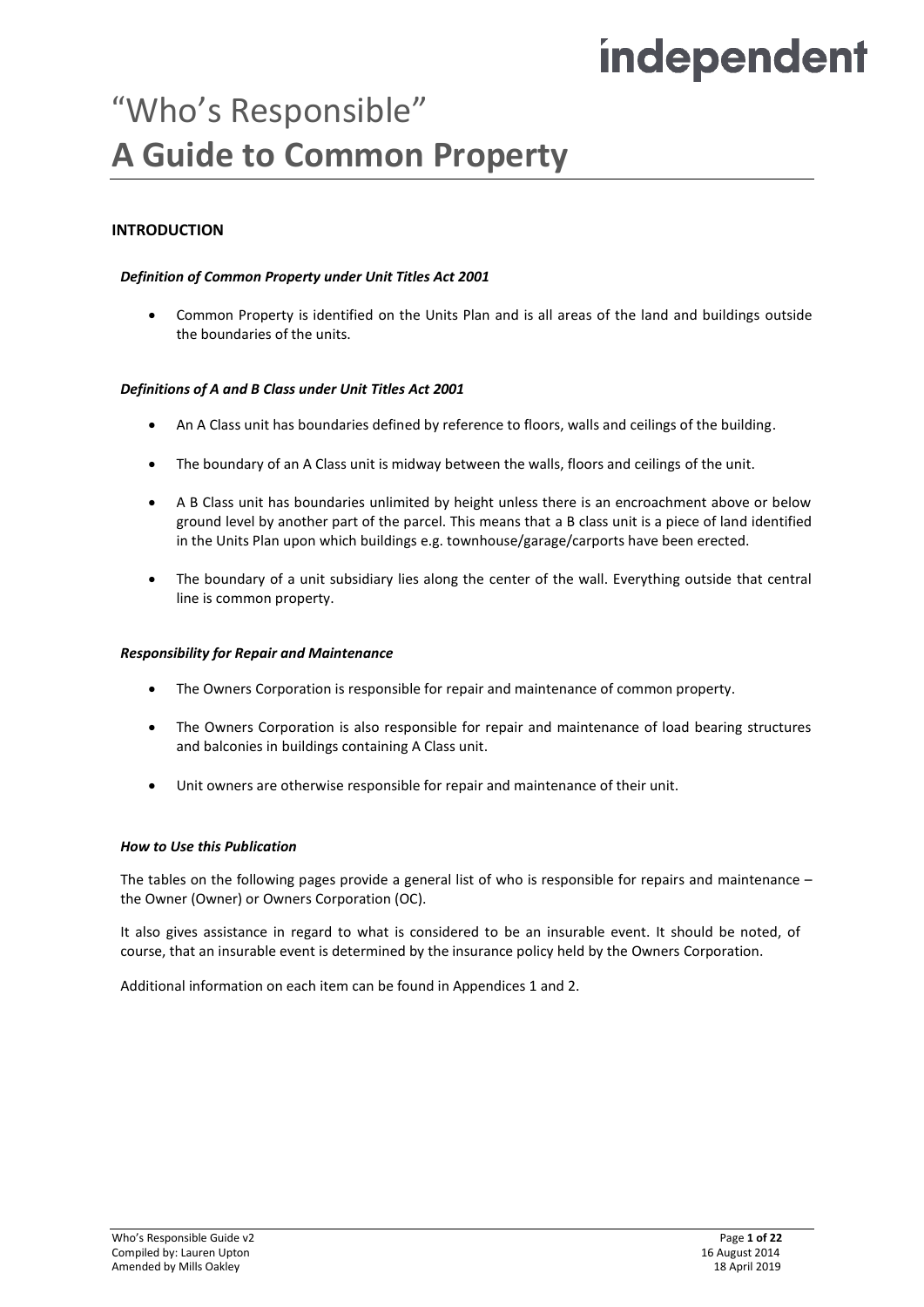# "Who's Responsible"
# A Guide to Common Property

## INTRODUCTION

### *Definition of Common Property under Unit Titles Act 2001*

- Common Property is identified on the Units Plan and is all areas of the land and buildings outside the boundaries of the units.

### *Definitions of A and B Class under Unit Titles Act 2001*

- An A Class unit has boundaries defined by reference to floors, walls and ceilings of the building.
- The boundary of an A Class unit is midway between the walls, floors and ceilings of the unit.
- A B Class unit has boundaries unlimited by height unless there is an encroachment above or below ground level by another part of the parcel. This means that a B class unit is a piece of land identified in the Units Plan upon which buildings e.g. townhouse/garage/carports have been erected.
- The boundary of a unit subsidiary lies along the center of the wall. Everything outside that central line is common property.

### *Responsibility for Repair and Maintenance*

- The Owners Corporation is responsible for repair and maintenance of common property.
- The Owners Corporation is also responsible for repair and maintenance of load bearing structures and balconies in buildings containing A Class unit.
- Unit owners are otherwise responsible for repair and maintenance of their unit.

### *How to Use this Publication*

The tables on the following pages provide a general list of who is responsible for repairs and maintenance – the Owner (Owner) or Owners Corporation (OC).

It also gives assistance in regard to what is considered to be an insurable event. It should be noted, of course, that an insurable event is determined by the insurance policy held by the Owners Corporation.

Additional information on each item can be found in Appendices 1 and 2.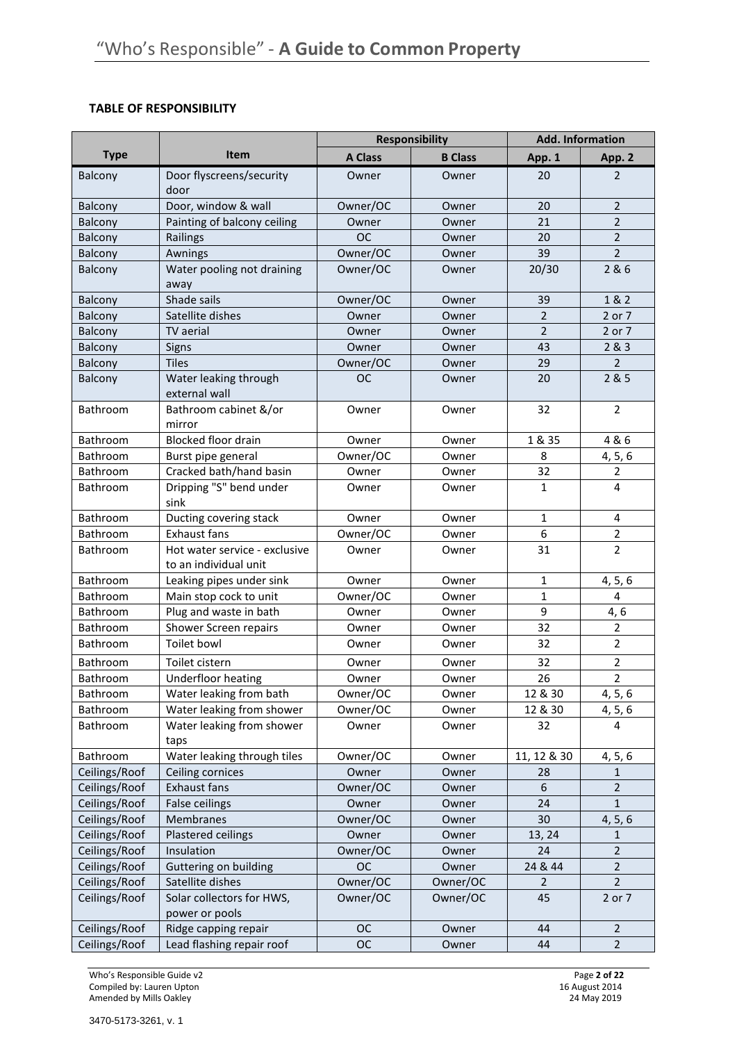**TABLE OF RESPONSIBILITY**

| Type | Item | Responsibility | | Add. Information | |
|---|---|---|---|---|---|
| | | A Class | B Class | App. 1 | App. 2 |
| Balcony | Door flyscreens/security door | Owner | Owner | 20 | 2 |
| Balcony | Door, window & wall | Owner/OC | Owner | 20 | 2 |
| Balcony | Painting of balcony ceiling | Owner | Owner | 21 | 2 |
| Balcony | Railings | OC | Owner | 20 | 2 |
| Balcony | Awnings | Owner/OC | Owner | 39 | 2 |
| Balcony | Water pooling not draining away | Owner/OC | Owner | 20/30 | 2 & 6 |
| Balcony | Shade sails | Owner/OC | Owner | 39 | 1 & 2 |
| Balcony | Satellite dishes | Owner | Owner | 2 | 2 or 7 |
| Balcony | TV aerial | Owner | Owner | 2 | 2 or 7 |
| Balcony | Signs | Owner | Owner | 43 | 2 & 3 |
| Balcony | Tiles | Owner/OC | Owner | 29 | 2 |
| Balcony | Water leaking through external wall | OC | Owner | 20 | 2 & 5 |
| Bathroom | Bathroom cabinet &/or mirror | Owner | Owner | 32 | 2 |
| Bathroom | Blocked floor drain | Owner | Owner | 1 & 35 | 4 & 6 |
| Bathroom | Burst pipe general | Owner/OC | Owner | 8 | 4, 5, 6 |
| Bathroom | Cracked bath/hand basin | Owner | Owner | 32 | 2 |
| Bathroom | Dripping "S" bend under sink | Owner | Owner | 1 | 4 |
| Bathroom | Ducting covering stack | Owner | Owner | 1 | 4 |
| Bathroom | Exhaust fans | Owner/OC | Owner | 6 | 2 |
| Bathroom | Hot water service - exclusive to an individual unit | Owner | Owner | 31 | 2 |
| Bathroom | Leaking pipes under sink | Owner | Owner | 1 | 4, 5, 6 |
| Bathroom | Main stop cock to unit | Owner/OC | Owner | 1 | 4 |
| Bathroom | Plug and waste in bath | Owner | Owner | 9 | 4, 6 |
| Bathroom | Shower Screen repairs | Owner | Owner | 32 | 2 |
| Bathroom | Toilet bowl | Owner | Owner | 32 | 2 |
| Bathroom | Toilet cistern | Owner | Owner | 32 | 2 |
| Bathroom | Underfloor heating | Owner | Owner | 26 | 2 |
| Bathroom | Water leaking from bath | Owner/OC | Owner | 12 & 30 | 4, 5, 6 |
| Bathroom | Water leaking from shower | Owner/OC | Owner | 12 & 30 | 4, 5, 6 |
| Bathroom | Water leaking from shower taps | Owner | Owner | 32 | 4 |
| Bathroom | Water leaking through tiles | Owner/OC | Owner | 11, 12 & 30 | 4, 5, 6 |
| Ceilings/Roof | Ceiling cornices | Owner | Owner | 28 | 1 |
| Ceilings/Roof | Exhaust fans | Owner/OC | Owner | 6 | 2 |
| Ceilings/Roof | False ceilings | Owner | Owner | 24 | 1 |
| Ceilings/Roof | Membranes | Owner/OC | Owner | 30 | 4, 5, 6 |
| Ceilings/Roof | Plastered ceilings | Owner | Owner | 13, 24 | 1 |
| Ceilings/Roof | Insulation | Owner/OC | Owner | 24 | 2 |
| Ceilings/Roof | Guttering on building | OC | Owner | 24 & 44 | 2 |
| Ceilings/Roof | Satellite dishes | Owner/OC | Owner/OC | 2 | 2 |
| Ceilings/Roof | Solar collectors for HWS, power or pools | Owner/OC | Owner/OC | 45 | 2 or 7 |
| Ceilings/Roof | Ridge capping repair | OC | Owner | 44 | 2 |
| Ceilings/Roof | Lead flashing repair roof | OC | Owner | 44 | 2 |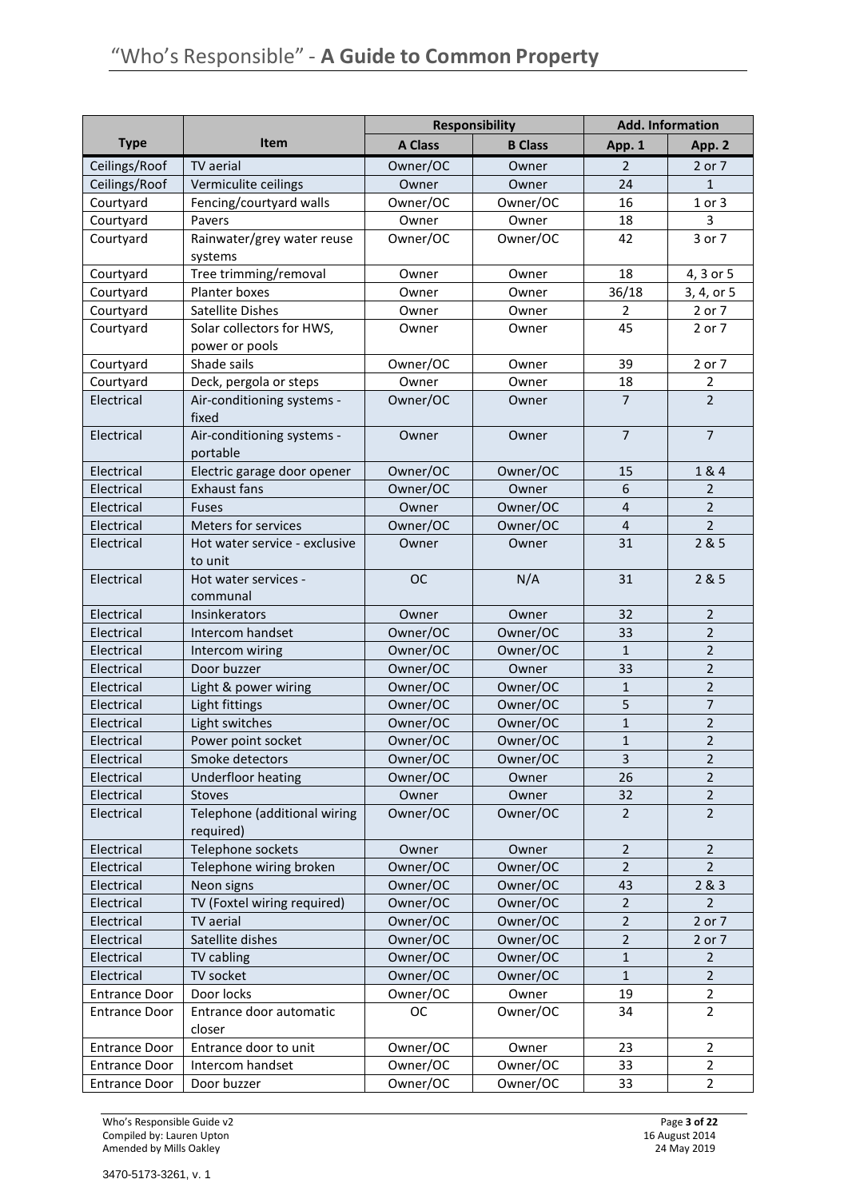# "Who's Responsible" - **A Guide to Common Property**

| | | Responsibility | | Add. Information | |
|---|---|---|---|---|---|
| **Type** | **Item** | **A Class** | **B Class** | **App. 1** | **App. 2** |
| Ceilings/Roof | TV aerial | Owner/OC | Owner | 2 | 2 or 7 |
| Ceilings/Roof | Vermiculite ceilings | Owner | Owner | 24 | 1 |
| Courtyard | Fencing/courtyard walls | Owner/OC | Owner/OC | 16 | 1 or 3 |
| Courtyard | Pavers | Owner | Owner | 18 | 3 |
| Courtyard | Rainwater/grey water reuse systems | Owner/OC | Owner/OC | 42 | 3 or 7 |
| Courtyard | Tree trimming/removal | Owner | Owner | 18 | 4, 3 or 5 |
| Courtyard | Planter boxes | Owner | Owner | 36/18 | 3, 4, or 5 |
| Courtyard | Satellite Dishes | Owner | Owner | 2 | 2 or 7 |
| Courtyard | Solar collectors for HWS, power or pools | Owner | Owner | 45 | 2 or 7 |
| Courtyard | Shade sails | Owner/OC | Owner | 39 | 2 or 7 |
| Courtyard | Deck, pergola or steps | Owner | Owner | 18 | 2 |
| Electrical | Air-conditioning systems - fixed | Owner/OC | Owner | 7 | 2 |
| Electrical | Air-conditioning systems - portable | Owner | Owner | 7 | 7 |
| Electrical | Electric garage door opener | Owner/OC | Owner/OC | 15 | 1 & 4 |
| Electrical | Exhaust fans | Owner/OC | Owner | 6 | 2 |
| Electrical | Fuses | Owner | Owner/OC | 4 | 2 |
| Electrical | Meters for services | Owner/OC | Owner/OC | 4 | 2 |
| Electrical | Hot water service - exclusive to unit | Owner | Owner | 31 | 2 & 5 |
| Electrical | Hot water services - communal | OC | N/A | 31 | 2 & 5 |
| Electrical | Insinkerators | Owner | Owner | 32 | 2 |
| Electrical | Intercom handset | Owner/OC | Owner/OC | 33 | 2 |
| Electrical | Intercom wiring | Owner/OC | Owner/OC | 1 | 2 |
| Electrical | Door buzzer | Owner/OC | Owner | 33 | 2 |
| Electrical | Light & power wiring | Owner/OC | Owner/OC | 1 | 2 |
| Electrical | Light fittings | Owner/OC | Owner/OC | 5 | 7 |
| Electrical | Light switches | Owner/OC | Owner/OC | 1 | 2 |
| Electrical | Power point socket | Owner/OC | Owner/OC | 1 | 2 |
| Electrical | Smoke detectors | Owner/OC | Owner/OC | 3 | 2 |
| Electrical | Underfloor heating | Owner/OC | Owner | 26 | 2 |
| Electrical | Stoves | Owner | Owner | 32 | 2 |
| Electrical | Telephone (additional wiring required) | Owner/OC | Owner/OC | 2 | 2 |
| Electrical | Telephone sockets | Owner | Owner | 2 | 2 |
| Electrical | Telephone wiring broken | Owner/OC | Owner/OC | 2 | 2 |
| Electrical | Neon signs | Owner/OC | Owner/OC | 43 | 2 & 3 |
| Electrical | TV (Foxtel wiring required) | Owner/OC | Owner/OC | 2 | 2 |
| Electrical | TV aerial | Owner/OC | Owner/OC | 2 | 2 or 7 |
| Electrical | Satellite dishes | Owner/OC | Owner/OC | 2 | 2 or 7 |
| Electrical | TV cabling | Owner/OC | Owner/OC | 1 | 2 |
| Electrical | TV socket | Owner/OC | Owner/OC | 1 | 2 |
| Entrance Door | Door locks | Owner/OC | Owner | 19 | 2 |
| Entrance Door | Entrance door automatic closer | OC | Owner/OC | 34 | 2 |
| Entrance Door | Entrance door to unit | Owner/OC | Owner | 23 | 2 |
| Entrance Door | Intercom handset | Owner/OC | Owner/OC | 33 | 2 |
| Entrance Door | Door buzzer | Owner/OC | Owner/OC | 33 | 2 |

Who's Responsible Guide v2
Compiled by: Lauren Upton — 16 August 2014
Amended by Mills Oakley — 24 May 2019

3470-5173-3261, v. 1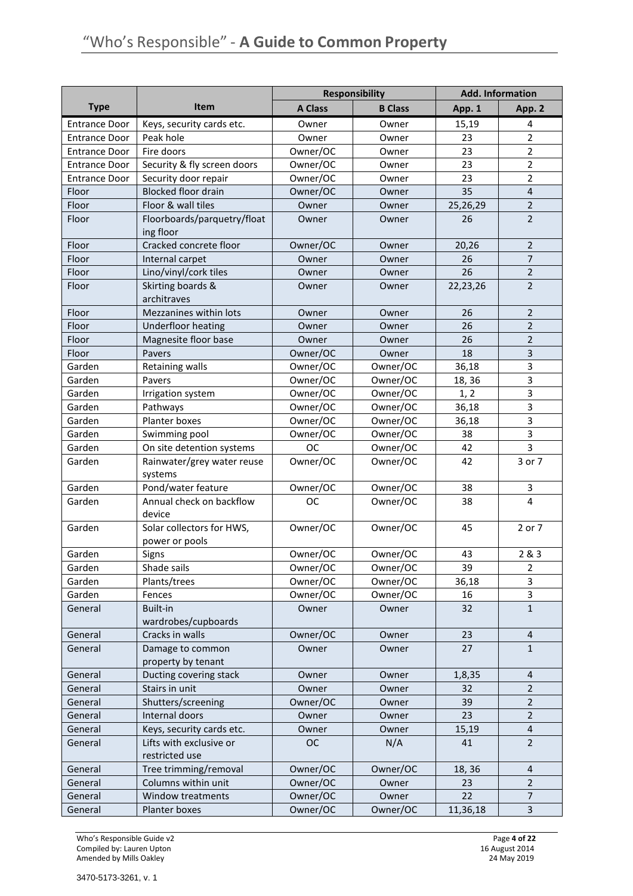# "Who's Responsible" - **A Guide to Common Property**

| Type | Item | Responsibility | | Add. Information | |
|---|---|---|---|---|---|
| | | A Class | B Class | App. 1 | App. 2 |
| Entrance Door | Keys, security cards etc. | Owner | Owner | 15,19 | 4 |
| Entrance Door | Peak hole | Owner | Owner | 23 | 2 |
| Entrance Door | Fire doors | Owner/OC | Owner | 23 | 2 |
| Entrance Door | Security & fly screen doors | Owner/OC | Owner | 23 | 2 |
| Entrance Door | Security door repair | Owner/OC | Owner | 23 | 2 |
| Floor | Blocked floor drain | Owner/OC | Owner | 35 | 4 |
| Floor | Floor & wall tiles | Owner | Owner | 25,26,29 | 2 |
| Floor | Floorboards/parquetry/floating floor | Owner | Owner | 26 | 2 |
| Floor | Cracked concrete floor | Owner/OC | Owner | 20,26 | 2 |
| Floor | Internal carpet | Owner | Owner | 26 | 7 |
| Floor | Lino/vinyl/cork tiles | Owner | Owner | 26 | 2 |
| Floor | Skirting boards & architraves | Owner | Owner | 22,23,26 | 2 |
| Floor | Mezzanines within lots | Owner | Owner | 26 | 2 |
| Floor | Underfloor heating | Owner | Owner | 26 | 2 |
| Floor | Magnesite floor base | Owner | Owner | 26 | 2 |
| Floor | Pavers | Owner/OC | Owner | 18 | 3 |
| Garden | Retaining walls | Owner/OC | Owner/OC | 36,18 | 3 |
| Garden | Pavers | Owner/OC | Owner/OC | 18, 36 | 3 |
| Garden | Irrigation system | Owner/OC | Owner/OC | 1, 2 | 3 |
| Garden | Pathways | Owner/OC | Owner/OC | 36,18 | 3 |
| Garden | Planter boxes | Owner/OC | Owner/OC | 36,18 | 3 |
| Garden | Swimming pool | Owner/OC | Owner/OC | 38 | 3 |
| Garden | On site detention systems | OC | Owner/OC | 42 | 3 |
| Garden | Rainwater/grey water reuse systems | Owner/OC | Owner/OC | 42 | 3 or 7 |
| Garden | Pond/water feature | Owner/OC | Owner/OC | 38 | 3 |
| Garden | Annual check on backflow device | OC | Owner/OC | 38 | 4 |
| Garden | Solar collectors for HWS, power or pools | Owner/OC | Owner/OC | 45 | 2 or 7 |
| Garden | Signs | Owner/OC | Owner/OC | 43 | 2 & 3 |
| Garden | Shade sails | Owner/OC | Owner/OC | 39 | 2 |
| Garden | Plants/trees | Owner/OC | Owner/OC | 36,18 | 3 |
| Garden | Fences | Owner/OC | Owner/OC | 16 | 3 |
| General | Built-in wardrobes/cupboards | Owner | Owner | 32 | 1 |
| General | Cracks in walls | Owner/OC | Owner | 23 | 4 |
| General | Damage to common property by tenant | Owner | Owner | 27 | 1 |
| General | Ducting covering stack | Owner | Owner | 1,8,35 | 4 |
| General | Stairs in unit | Owner | Owner | 32 | 2 |
| General | Shutters/screening | Owner/OC | Owner | 39 | 2 |
| General | Internal doors | Owner | Owner | 23 | 2 |
| General | Keys, security cards etc. | Owner | Owner | 15,19 | 4 |
| General | Lifts with exclusive or restricted use | OC | N/A | 41 | 2 |
| General | Tree trimming/removal | Owner/OC | Owner/OC | 18, 36 | 4 |
| General | Columns within unit | Owner/OC | Owner | 23 | 2 |
| General | Window treatments | Owner/OC | Owner | 22 | 7 |
| General | Planter boxes | Owner/OC | Owner/OC | 11,36,18 | 3 |

Who's Responsible Guide v2
Compiled by: Lauren Upton
Amended by Mills Oakley

16 August 2014
24 May 2019

3470-5173-3261, v. 1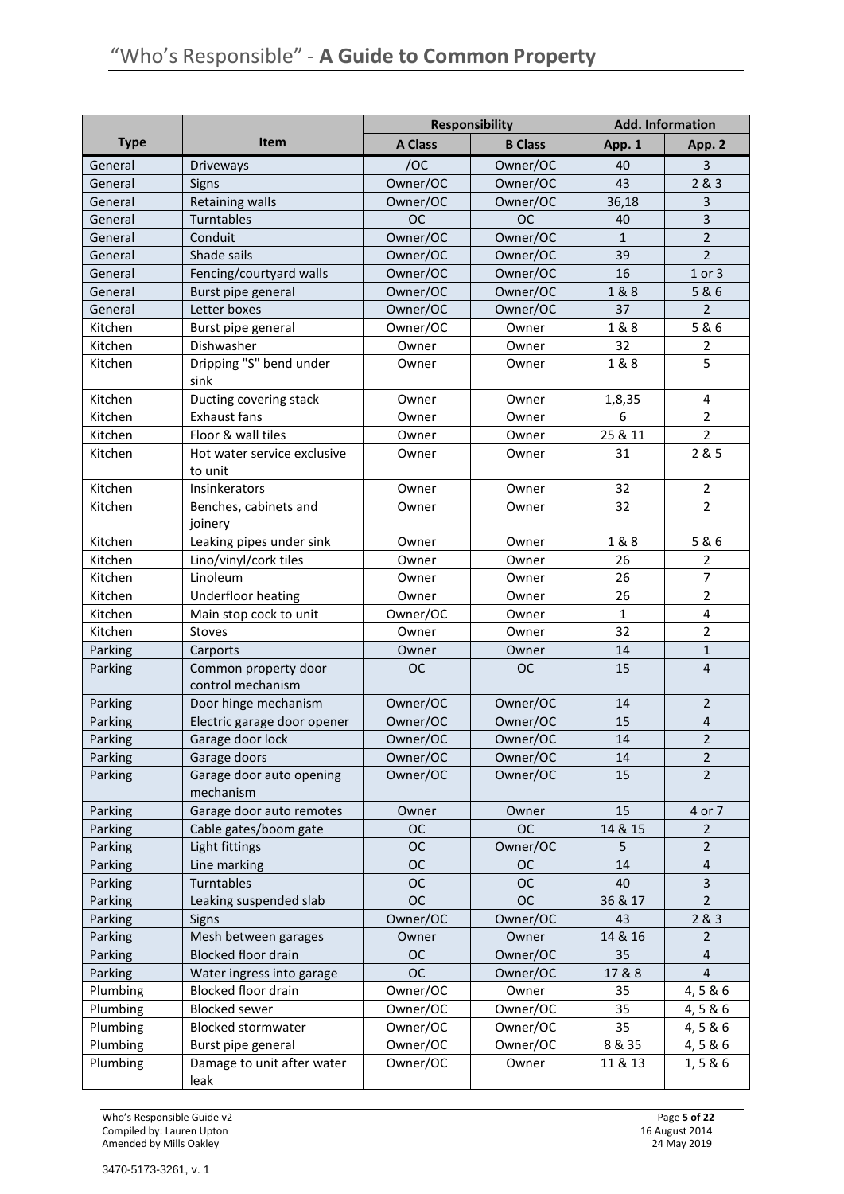# “Who’s Responsible” - **A Guide to Common Property**

| Type | Item | Responsibility | | Add. Information | |
|---|---|---|---|---|---|
| | | A Class | B Class | App. 1 | App. 2 |
| General | Driveways | /OC | Owner/OC | 40 | 3 |
| General | Signs | Owner/OC | Owner/OC | 43 | 2 & 3 |
| General | Retaining walls | Owner/OC | Owner/OC | 36,18 | 3 |
| General | Turntables | OC | OC | 40 | 3 |
| General | Conduit | Owner/OC | Owner/OC | 1 | 2 |
| General | Shade sails | Owner/OC | Owner/OC | 39 | 2 |
| General | Fencing/courtyard walls | Owner/OC | Owner/OC | 16 | 1 or 3 |
| General | Burst pipe general | Owner/OC | Owner/OC | 1 & 8 | 5 & 6 |
| General | Letter boxes | Owner/OC | Owner/OC | 37 | 2 |
| Kitchen | Burst pipe general | Owner/OC | Owner | 1 & 8 | 5 & 6 |
| Kitchen | Dishwasher | Owner | Owner | 32 | 2 |
| Kitchen | Dripping "S" bend under sink | Owner | Owner | 1 & 8 | 5 |
| Kitchen | Ducting covering stack | Owner | Owner | 1,8,35 | 4 |
| Kitchen | Exhaust fans | Owner | Owner | 6 | 2 |
| Kitchen | Floor & wall tiles | Owner | Owner | 25 & 11 | 2 |
| Kitchen | Hot water service exclusive to unit | Owner | Owner | 31 | 2 & 5 |
| Kitchen | Insinkerators | Owner | Owner | 32 | 2 |
| Kitchen | Benches, cabinets and joinery | Owner | Owner | 32 | 2 |
| Kitchen | Leaking pipes under sink | Owner | Owner | 1 & 8 | 5 & 6 |
| Kitchen | Lino/vinyl/cork tiles | Owner | Owner | 26 | 2 |
| Kitchen | Linoleum | Owner | Owner | 26 | 7 |
| Kitchen | Underfloor heating | Owner | Owner | 26 | 2 |
| Kitchen | Main stop cock to unit | Owner/OC | Owner | 1 | 4 |
| Kitchen | Stoves | Owner | Owner | 32 | 2 |
| Parking | Carports | Owner | Owner | 14 | 1 |
| Parking | Common property door control mechanism | OC | OC | 15 | 4 |
| Parking | Door hinge mechanism | Owner/OC | Owner/OC | 14 | 2 |
| Parking | Electric garage door opener | Owner/OC | Owner/OC | 15 | 4 |
| Parking | Garage door lock | Owner/OC | Owner/OC | 14 | 2 |
| Parking | Garage doors | Owner/OC | Owner/OC | 14 | 2 |
| Parking | Garage door auto opening mechanism | Owner/OC | Owner/OC | 15 | 2 |
| Parking | Garage door auto remotes | Owner | Owner | 15 | 4 or 7 |
| Parking | Cable gates/boom gate | OC | OC | 14 & 15 | 2 |
| Parking | Light fittings | OC | Owner/OC | 5 | 2 |
| Parking | Line marking | OC | OC | 14 | 4 |
| Parking | Turntables | OC | OC | 40 | 3 |
| Parking | Leaking suspended slab | OC | OC | 36 & 17 | 2 |
| Parking | Signs | Owner/OC | Owner/OC | 43 | 2 & 3 |
| Parking | Mesh between garages | Owner | Owner | 14 & 16 | 2 |
| Parking | Blocked floor drain | OC | Owner/OC | 35 | 4 |
| Parking | Water ingress into garage | OC | Owner/OC | 17 & 8 | 4 |
| Plumbing | Blocked floor drain | Owner/OC | Owner | 35 | 4, 5 & 6 |
| Plumbing | Blocked sewer | Owner/OC | Owner/OC | 35 | 4, 5 & 6 |
| Plumbing | Blocked stormwater | Owner/OC | Owner/OC | 35 | 4, 5 & 6 |
| Plumbing | Burst pipe general | Owner/OC | Owner/OC | 8 & 35 | 4, 5 & 6 |
| Plumbing | Damage to unit after water leak | Owner/OC | Owner | 11 & 13 | 1, 5 & 6 |

3470-5173-3261, v. 1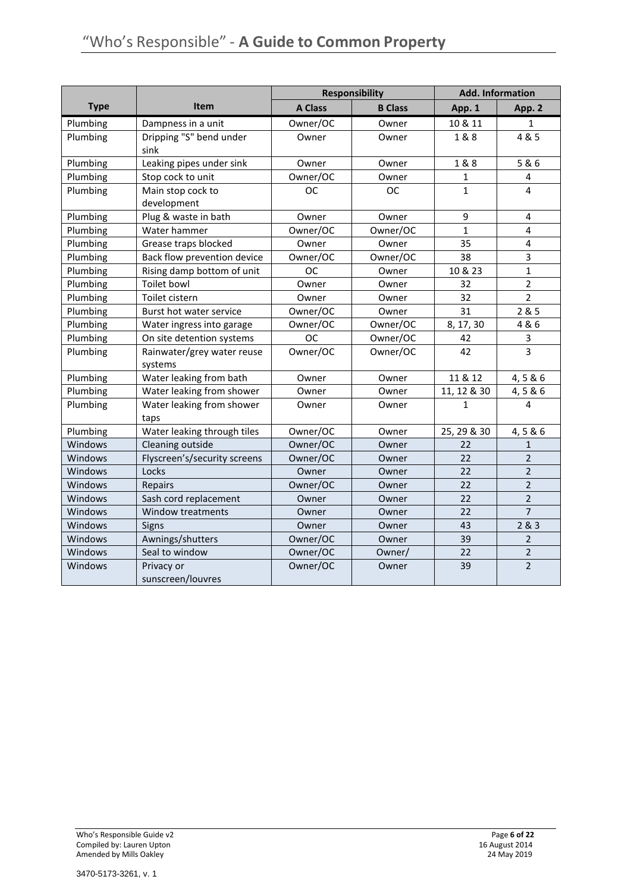| | | Responsibility | | Add. Information | |
|---|---|---|---|---|---|
| **Type** | **Item** | **A Class** | **B Class** | **App. 1** | **App. 2** |
| Plumbing | Dampness in a unit | Owner/OC | Owner | 10 & 11 | 1 |
| Plumbing | Dripping "S" bend under sink | Owner | Owner | 1 & 8 | 4 & 5 |
| Plumbing | Leaking pipes under sink | Owner | Owner | 1 & 8 | 5 & 6 |
| Plumbing | Stop cock to unit | Owner/OC | Owner | 1 | 4 |
| Plumbing | Main stop cock to development | OC | OC | 1 | 4 |
| Plumbing | Plug & waste in bath | Owner | Owner | 9 | 4 |
| Plumbing | Water hammer | Owner/OC | Owner/OC | 1 | 4 |
| Plumbing | Grease traps blocked | Owner | Owner | 35 | 4 |
| Plumbing | Back flow prevention device | Owner/OC | Owner/OC | 38 | 3 |
| Plumbing | Rising damp bottom of unit | OC | Owner | 10 & 23 | 1 |
| Plumbing | Toilet bowl | Owner | Owner | 32 | 2 |
| Plumbing | Toilet cistern | Owner | Owner | 32 | 2 |
| Plumbing | Burst hot water service | Owner/OC | Owner | 31 | 2 & 5 |
| Plumbing | Water ingress into garage | Owner/OC | Owner/OC | 8, 17, 30 | 4 & 6 |
| Plumbing | On site detention systems | OC | Owner/OC | 42 | 3 |
| Plumbing | Rainwater/grey water reuse systems | Owner/OC | Owner/OC | 42 | 3 |
| Plumbing | Water leaking from bath | Owner | Owner | 11 & 12 | 4, 5 & 6 |
| Plumbing | Water leaking from shower | Owner | Owner | 11, 12 & 30 | 4, 5 & 6 |
| Plumbing | Water leaking from shower taps | Owner | Owner | 1 | 4 |
| Plumbing | Water leaking through tiles | Owner/OC | Owner | 25, 29 & 30 | 4, 5 & 6 |
| Windows | Cleaning outside | Owner/OC | Owner | 22 | 1 |
| Windows | Flyscreen's/security screens | Owner/OC | Owner | 22 | 2 |
| Windows | Locks | Owner | Owner | 22 | 2 |
| Windows | Repairs | Owner/OC | Owner | 22 | 2 |
| Windows | Sash cord replacement | Owner | Owner | 22 | 2 |
| Windows | Window treatments | Owner | Owner | 22 | 7 |
| Windows | Signs | Owner | Owner | 43 | 2 & 3 |
| Windows | Awnings/shutters | Owner/OC | Owner | 39 | 2 |
| Windows | Seal to window | Owner/OC | Owner/ | 22 | 2 |
| Windows | Privacy or sunscreen/louvres | Owner/OC | Owner | 39 | 2 |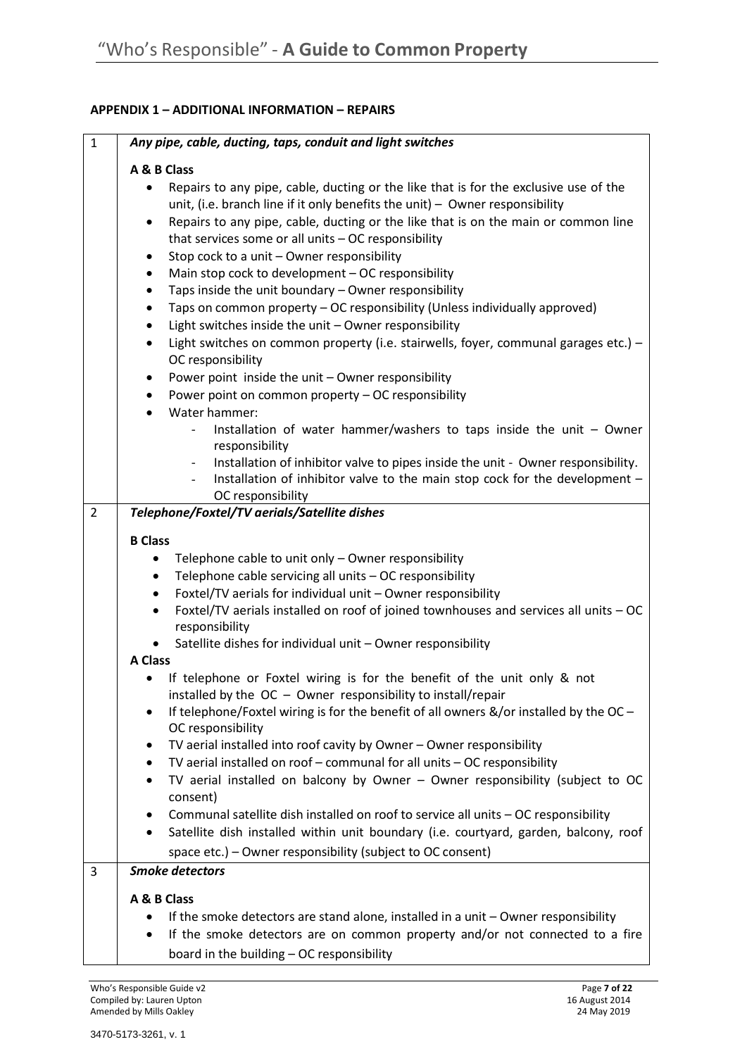**APPENDIX 1 – ADDITIONAL INFORMATION – REPAIRS**

| | |
|---|---|
| 1 | ***Any pipe, cable, ducting, taps, conduit and light switches*** <br><br> **A & B Class** <br> • Repairs to any pipe, cable, ducting or the like that is for the exclusive use of the unit, (i.e. branch line if it only benefits the unit) – Owner responsibility <br> • Repairs to any pipe, cable, ducting or the like that is on the main or common line that services some or all units – OC responsibility <br> • Stop cock to a unit – Owner responsibility <br> • Main stop cock to development – OC responsibility <br> • Taps inside the unit boundary – Owner responsibility <br> • Taps on common property – OC responsibility (Unless individually approved) <br> • Light switches inside the unit – Owner responsibility <br> • Light switches on common property (i.e. stairwells, foyer, communal garages etc.) – OC responsibility <br> • Power point inside the unit – Owner responsibility <br> • Power point on common property – OC responsibility <br> • Water hammer: <br> - Installation of water hammer/washers to taps inside the unit – Owner responsibility <br> - Installation of inhibitor valve to pipes inside the unit - Owner responsibility. <br> - Installation of inhibitor valve to the main stop cock for the development – OC responsibility |
| 2 | ***Telephone/Foxtel/TV aerials/Satellite dishes*** <br><br> **B Class** <br> • Telephone cable to unit only – Owner responsibility <br> • Telephone cable servicing all units – OC responsibility <br> • Foxtel/TV aerials for individual unit – Owner responsibility <br> • Foxtel/TV aerials installed on roof of joined townhouses and services all units – OC responsibility <br> • Satellite dishes for individual unit – Owner responsibility <br> **A Class** <br> • If telephone or Foxtel wiring is for the benefit of the unit only & not installed by the OC – Owner responsibility to install/repair <br> • If telephone/Foxtel wiring is for the benefit of all owners &/or installed by the OC – OC responsibility <br> • TV aerial installed into roof cavity by Owner – Owner responsibility <br> • TV aerial installed on roof – communal for all units – OC responsibility <br> • TV aerial installed on balcony by Owner – Owner responsibility (subject to OC consent) <br> • Communal satellite dish installed on roof to service all units – OC responsibility <br> • Satellite dish installed within unit boundary (i.e. courtyard, garden, balcony, roof space etc.) – Owner responsibility (subject to OC consent) |
| 3 | ***Smoke detectors*** <br><br> **A & B Class** <br> • If the smoke detectors are stand alone, installed in a unit – Owner responsibility <br> • If the smoke detectors are on common property and/or not connected to a fire board in the building – OC responsibility |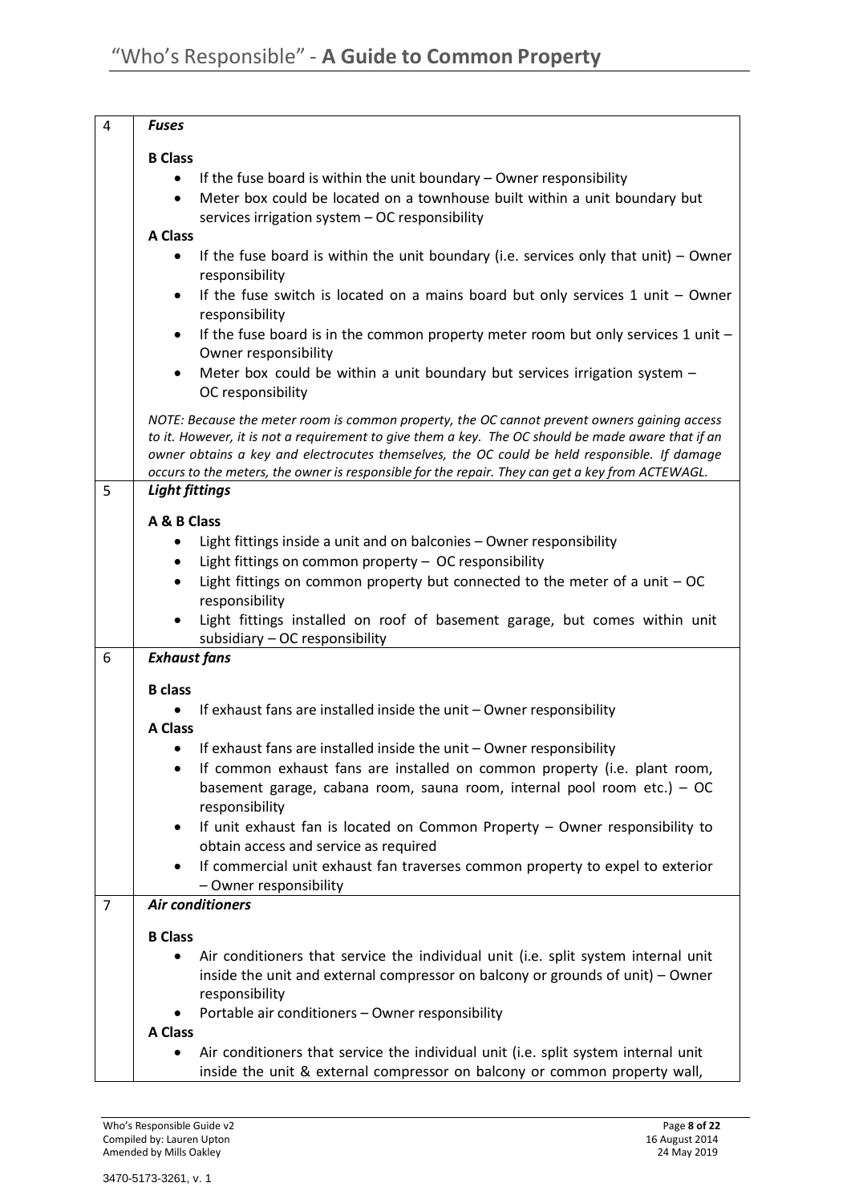| | |
|---|---|
| 4 | ***Fuses***<br><br>**B Class**<br>• If the fuse board is within the unit boundary – Owner responsibility<br>• Meter box could be located on a townhouse built within a unit boundary but services irrigation system – OC responsibility<br>**A Class**<br>• If the fuse board is within the unit boundary (i.e. services only that unit) – Owner responsibility<br>• If the fuse switch is located on a mains board but only services 1 unit – Owner responsibility<br>• If the fuse board is in the common property meter room but only services 1 unit – Owner responsibility<br>• Meter box could be within a unit boundary but services irrigation system – OC responsibility<br><br>*NOTE: Because the meter room is common property, the OC cannot prevent owners gaining access to it. However, it is not a requirement to give them a key. The OC should be made aware that if an owner obtains a key and electrocutes themselves, the OC could be held responsible. If damage occurs to the meters, the owner is responsible for the repair. They can get a key from ACTEWAGL.* |
| 5 | ***Light fittings***<br><br>**A & B Class**<br>• Light fittings inside a unit and on balconies – Owner responsibility<br>• Light fittings on common property – OC responsibility<br>• Light fittings on common property but connected to the meter of a unit – OC responsibility<br>• Light fittings installed on roof of basement garage, but comes within unit subsidiary – OC responsibility |
| 6 | ***Exhaust fans***<br><br>**B class**<br>• If exhaust fans are installed inside the unit – Owner responsibility<br>**A Class**<br>• If exhaust fans are installed inside the unit – Owner responsibility<br>• If common exhaust fans are installed on common property (i.e. plant room, basement garage, cabana room, sauna room, internal pool room etc.) – OC responsibility<br>• If unit exhaust fan is located on Common Property – Owner responsibility to obtain access and service as required<br>• If commercial unit exhaust fan traverses common property to expel to exterior – Owner responsibility |
| 7 | ***Air conditioners***<br><br>**B Class**<br>• Air conditioners that service the individual unit (i.e. split system internal unit inside the unit and external compressor on balcony or grounds of unit) – Owner responsibility<br>• Portable air conditioners – Owner responsibility<br>**A Class**<br>• Air conditioners that service the individual unit (i.e. split system internal unit inside the unit & external compressor on balcony or common property wall, |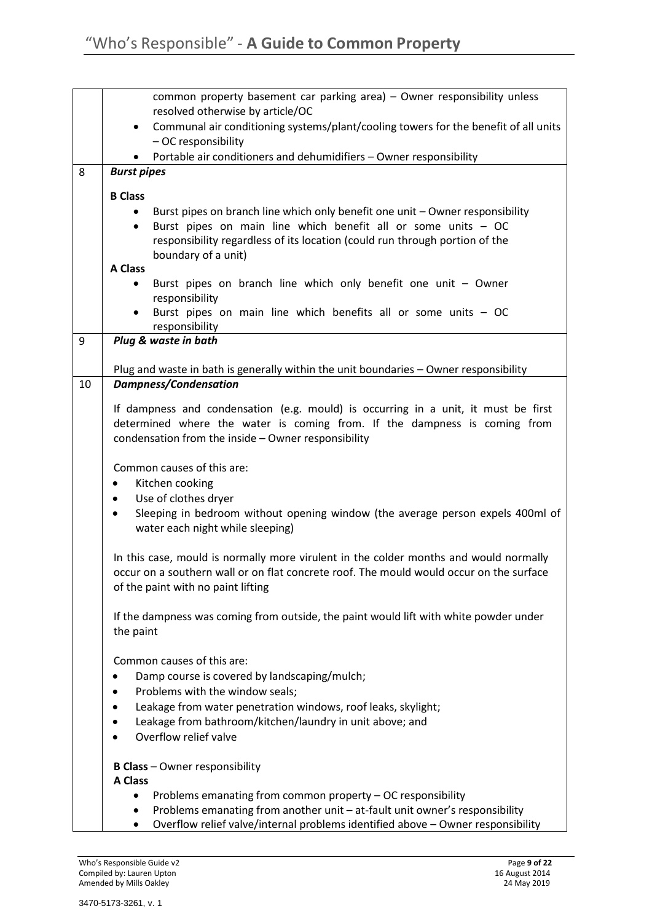| | |
|---|---|
| | common property basement car parking area) – Owner responsibility unless resolved otherwise by article/OC<br>• Communal air conditioning systems/plant/cooling towers for the benefit of all units – OC responsibility<br>• Portable air conditioners and dehumidifiers – Owner responsibility |
| 8 | ***Burst pipes***<br><br>**B Class**<br>• Burst pipes on branch line which only benefit one unit – Owner responsibility<br>• Burst pipes on main line which benefit all or some units – OC responsibility regardless of its location (could run through portion of the boundary of a unit)<br><br>**A Class**<br>• Burst pipes on branch line which only benefit one unit – Owner responsibility<br>• Burst pipes on main line which benefits all or some units – OC responsibility |
| 9 | ***Plug & waste in bath***<br><br>Plug and waste in bath is generally within the unit boundaries – Owner responsibility |
| 10 | ***Dampness/Condensation***<br><br>If dampness and condensation (e.g. mould) is occurring in a unit, it must be first determined where the water is coming from. If the dampness is coming from condensation from the inside – Owner responsibility<br><br>Common causes of this are:<br>• Kitchen cooking<br>• Use of clothes dryer<br>• Sleeping in bedroom without opening window (the average person expels 400ml of water each night while sleeping)<br><br>In this case, mould is normally more virulent in the colder months and would normally occur on a southern wall or on flat concrete roof. The mould would occur on the surface of the paint with no paint lifting<br><br>If the dampness was coming from outside, the paint would lift with white powder under the paint<br><br>Common causes of this are:<br>• Damp course is covered by landscaping/mulch;<br>• Problems with the window seals;<br>• Leakage from water penetration windows, roof leaks, skylight;<br>• Leakage from bathroom/kitchen/laundry in unit above; and<br>• Overflow relief valve<br><br>**B Class** – Owner responsibility<br>**A Class**<br>• Problems emanating from common property – OC responsibility<br>• Problems emanating from another unit – at-fault unit owner's responsibility<br>• Overflow relief valve/internal problems identified above – Owner responsibility |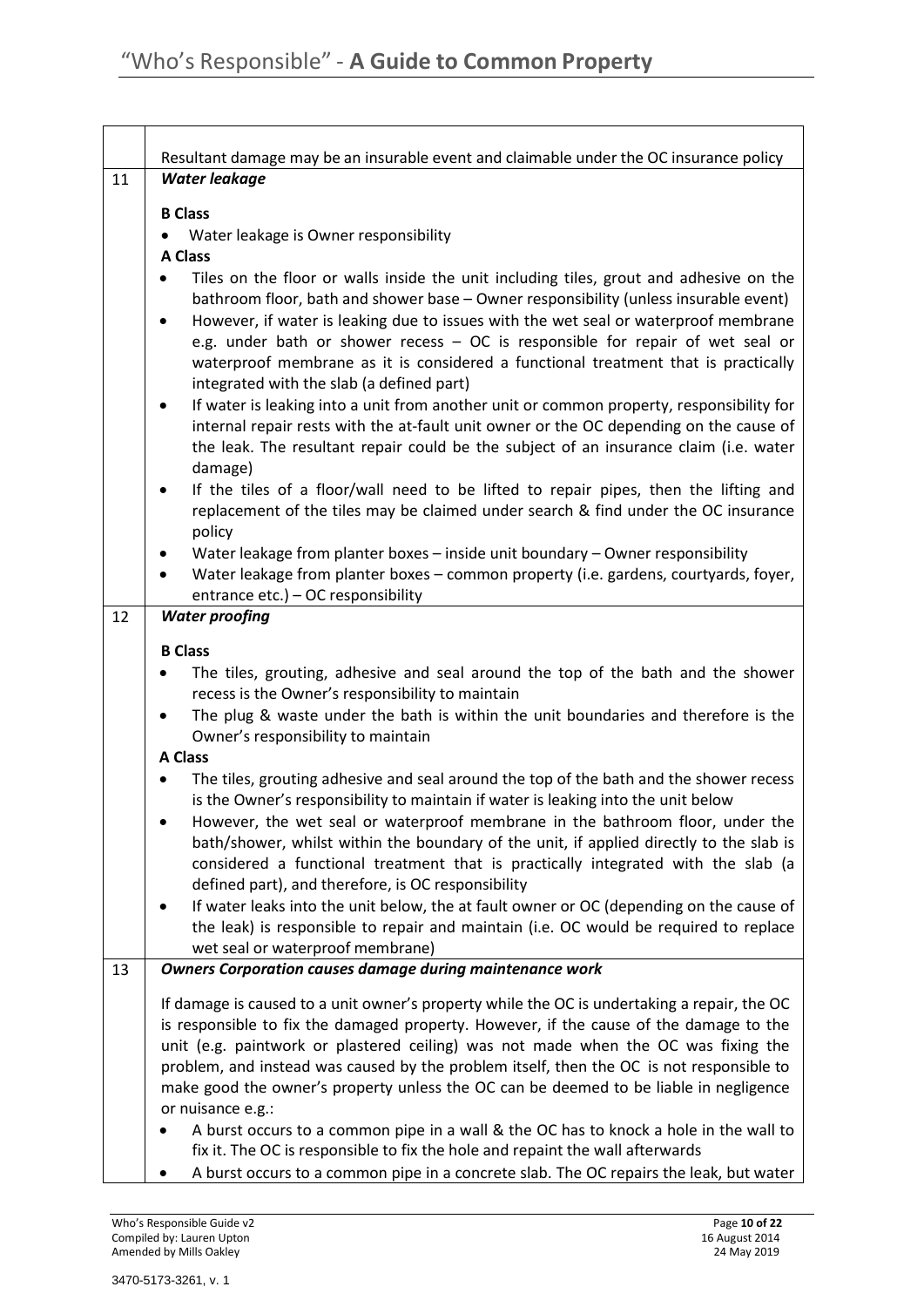| | |
|---|---|
| | Resultant damage may be an insurable event and claimable under the OC insurance policy |
| 11 | ***Water leakage***<br><br>**B Class**<br>• Water leakage is Owner responsibility<br>**A Class**<br>• Tiles on the floor or walls inside the unit including tiles, grout and adhesive on the bathroom floor, bath and shower base – Owner responsibility (unless insurable event)<br>• However, if water is leaking due to issues with the wet seal or waterproof membrane e.g. under bath or shower recess – OC is responsible for repair of wet seal or waterproof membrane as it is considered a functional treatment that is practically integrated with the slab (a defined part)<br>• If water is leaking into a unit from another unit or common property, responsibility for internal repair rests with the at-fault unit owner or the OC depending on the cause of the leak. The resultant repair could be the subject of an insurance claim (i.e. water damage)<br>• If the tiles of a floor/wall need to be lifted to repair pipes, then the lifting and replacement of the tiles may be claimed under search & find under the OC insurance policy<br>• Water leakage from planter boxes – inside unit boundary – Owner responsibility<br>• Water leakage from planter boxes – common property (i.e. gardens, courtyards, foyer, entrance etc.) – OC responsibility |
| 12 | ***Water proofing***<br><br>**B Class**<br>• The tiles, grouting, adhesive and seal around the top of the bath and the shower recess is the Owner's responsibility to maintain<br>• The plug & waste under the bath is within the unit boundaries and therefore is the Owner's responsibility to maintain<br>**A Class**<br>• The tiles, grouting adhesive and seal around the top of the bath and the shower recess is the Owner's responsibility to maintain if water is leaking into the unit below<br>• However, the wet seal or waterproof membrane in the bathroom floor, under the bath/shower, whilst within the boundary of the unit, if applied directly to the slab is considered a functional treatment that is practically integrated with the slab (a defined part), and therefore, is OC responsibility<br>• If water leaks into the unit below, the at fault owner or OC (depending on the cause of the leak) is responsible to repair and maintain (i.e. OC would be required to replace wet seal or waterproof membrane) |
| 13 | ***Owners Corporation causes damage during maintenance work***<br><br>If damage is caused to a unit owner's property while the OC is undertaking a repair, the OC is responsible to fix the damaged property. However, if the cause of the damage to the unit (e.g. paintwork or plastered ceiling) was not made when the OC was fixing the problem, and instead was caused by the problem itself, then the OC is not responsible to make good the owner's property unless the OC can be deemed to be liable in negligence or nuisance e.g.:<br>• A burst occurs to a common pipe in a wall & the OC has to knock a hole in the wall to fix it. The OC is responsible to fix the hole and repaint the wall afterwards<br>• A burst occurs to a common pipe in a concrete slab. The OC repairs the leak, but water |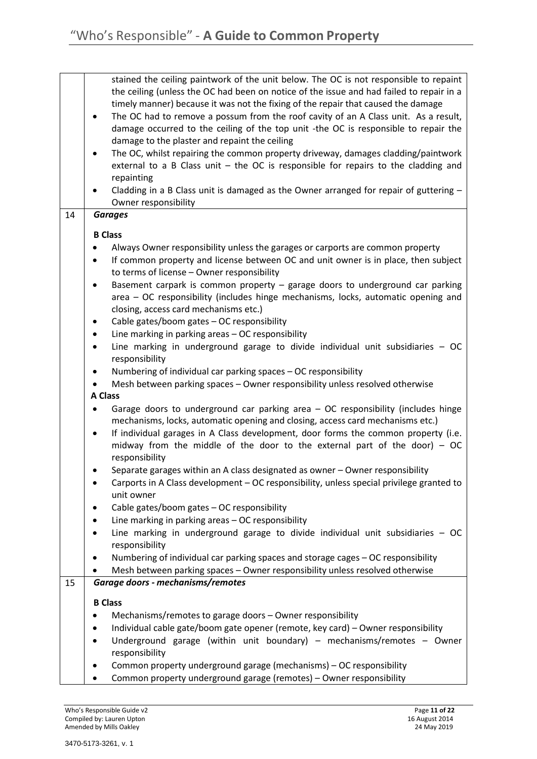|  |  |
|---|---|
|  | stained the ceiling paintwork of the unit below. The OC is not responsible to repaint the ceiling (unless the OC had been on notice of the issue and had failed to repair in a timely manner) because it was not the fixing of the repair that caused the damage<br>• The OC had to remove a possum from the roof cavity of an A Class unit. As a result, damage occurred to the ceiling of the top unit -the OC is responsible to repair the damage to the plaster and repaint the ceiling<br>• The OC, whilst repairing the common property driveway, damages cladding/paintwork external to a B Class unit – the OC is responsible for repairs to the cladding and repainting<br>• Cladding in a B Class unit is damaged as the Owner arranged for repair of guttering – Owner responsibility |
| 14 | ***Garages*** |
|  | **B Class**<br>• Always Owner responsibility unless the garages or carports are common property<br>• If common property and license between OC and unit owner is in place, then subject to terms of license – Owner responsibility<br>• Basement carpark is common property – garage doors to underground car parking area – OC responsibility (includes hinge mechanisms, locks, automatic opening and closing, access card mechanisms etc.)<br>• Cable gates/boom gates – OC responsibility<br>• Line marking in parking areas – OC responsibility<br>• Line marking in underground garage to divide individual unit subsidiaries – OC responsibility<br>• Numbering of individual car parking spaces – OC responsibility<br>• Mesh between parking spaces – Owner responsibility unless resolved otherwise<br>**A Class**<br>• Garage doors to underground car parking area – OC responsibility (includes hinge mechanisms, locks, automatic opening and closing, access card mechanisms etc.)<br>• If individual garages in A Class development, door forms the common property (i.e. midway from the middle of the door to the external part of the door) – OC responsibility<br>• Separate garages within an A class designated as owner – Owner responsibility<br>• Carports in A Class development – OC responsibility, unless special privilege granted to unit owner<br>• Cable gates/boom gates – OC responsibility<br>• Line marking in parking areas – OC responsibility<br>• Line marking in underground garage to divide individual unit subsidiaries – OC responsibility<br>• Numbering of individual car parking spaces and storage cages – OC responsibility<br>• Mesh between parking spaces – Owner responsibility unless resolved otherwise |
| 15 | ***Garage doors - mechanisms/remotes*** |
|  | **B Class**<br>• Mechanisms/remotes to garage doors – Owner responsibility<br>• Individual cable gate/boom gate opener (remote, key card) – Owner responsibility<br>• Underground garage (within unit boundary) – mechanisms/remotes – Owner responsibility<br>• Common property underground garage (mechanisms) – OC responsibility<br>• Common property underground garage (remotes) – Owner responsibility |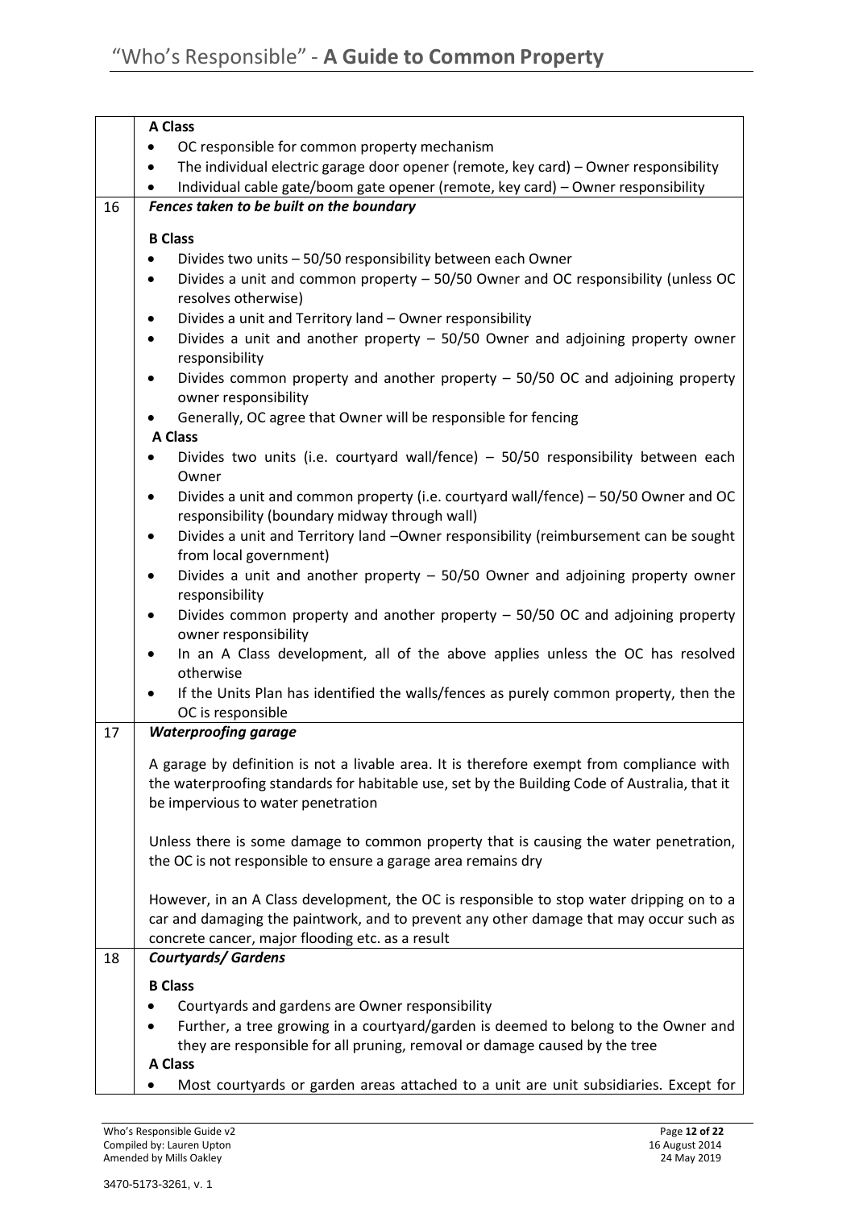| | |
|---|---|
| | **A Class**<br>• OC responsible for common property mechanism<br>• The individual electric garage door opener (remote, key card) – Owner responsibility<br>• Individual cable gate/boom gate opener (remote, key card) – Owner responsibility |
| 16 | ***Fences taken to be built on the boundary***<br><br>**B Class**<br>• Divides two units – 50/50 responsibility between each Owner<br>• Divides a unit and common property – 50/50 Owner and OC responsibility (unless OC resolves otherwise)<br>• Divides a unit and Territory land – Owner responsibility<br>• Divides a unit and another property – 50/50 Owner and adjoining property owner responsibility<br>• Divides common property and another property – 50/50 OC and adjoining property owner responsibility<br>• Generally, OC agree that Owner will be responsible for fencing<br>**A Class**<br>• Divides two units (i.e. courtyard wall/fence) – 50/50 responsibility between each Owner<br>• Divides a unit and common property (i.e. courtyard wall/fence) – 50/50 Owner and OC responsibility (boundary midway through wall)<br>• Divides a unit and Territory land –Owner responsibility (reimbursement can be sought from local government)<br>• Divides a unit and another property – 50/50 Owner and adjoining property owner responsibility<br>• Divides common property and another property – 50/50 OC and adjoining property owner responsibility<br>• In an A Class development, all of the above applies unless the OC has resolved otherwise<br>• If the Units Plan has identified the walls/fences as purely common property, then the OC is responsible |
| 17 | ***Waterproofing garage***<br><br>A garage by definition is not a livable area. It is therefore exempt from compliance with the waterproofing standards for habitable use, set by the Building Code of Australia, that it be impervious to water penetration<br><br>Unless there is some damage to common property that is causing the water penetration, the OC is not responsible to ensure a garage area remains dry<br><br>However, in an A Class development, the OC is responsible to stop water dripping on to a car and damaging the paintwork, and to prevent any other damage that may occur such as concrete cancer, major flooding etc. as a result |
| 18 | ***Courtyards/ Gardens***<br><br>**B Class**<br>• Courtyards and gardens are Owner responsibility<br>• Further, a tree growing in a courtyard/garden is deemed to belong to the Owner and they are responsible for all pruning, removal or damage caused by the tree<br>**A Class**<br>• Most courtyards or garden areas attached to a unit are unit subsidiaries. Except for |

Who's Responsible Guide v2
Compiled by: Lauren Upton 16 August 2014
Amended by Mills Oakley 24 May 2019

3470-5173-3261, v. 1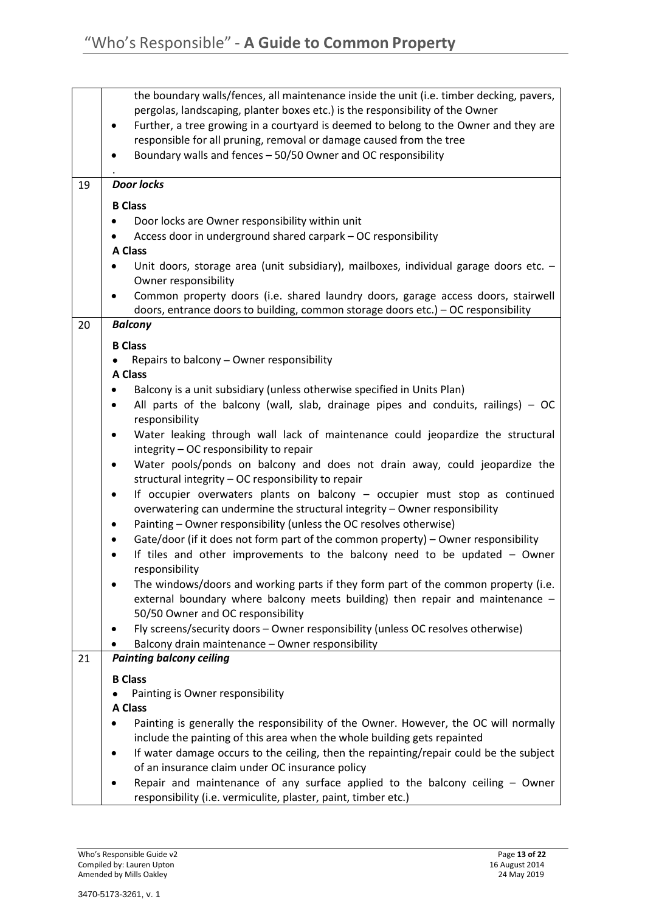| | |
|---|---|
| | the boundary walls/fences, all maintenance inside the unit (i.e. timber decking, pavers, pergolas, landscaping, planter boxes etc.) is the responsibility of the Owner<br>• Further, a tree growing in a courtyard is deemed to belong to the Owner and they are responsible for all pruning, removal or damage caused from the tree<br>• Boundary walls and fences – 50/50 Owner and OC responsibility<br>. |
| 19 | ***Door locks***<br><br>**B Class**<br>• Door locks are Owner responsibility within unit<br>• Access door in underground shared carpark – OC responsibility<br>**A Class**<br>• Unit doors, storage area (unit subsidiary), mailboxes, individual garage doors etc. – Owner responsibility<br>• Common property doors (i.e. shared laundry doors, garage access doors, stairwell doors, entrance doors to building, common storage doors etc.) – OC responsibility |
| 20 | ***Balcony***<br><br>**B Class**<br>• Repairs to balcony – Owner responsibility<br>**A Class**<br>• Balcony is a unit subsidiary (unless otherwise specified in Units Plan)<br>• All parts of the balcony (wall, slab, drainage pipes and conduits, railings) – OC responsibility<br>• Water leaking through wall lack of maintenance could jeopardize the structural integrity – OC responsibility to repair<br>• Water pools/ponds on balcony and does not drain away, could jeopardize the structural integrity – OC responsibility to repair<br>• If occupier overwaters plants on balcony – occupier must stop as continued overwatering can undermine the structural integrity – Owner responsibility<br>• Painting – Owner responsibility (unless the OC resolves otherwise)<br>• Gate/door (if it does not form part of the common property) – Owner responsibility<br>• If tiles and other improvements to the balcony need to be updated – Owner responsibility<br>• The windows/doors and working parts if they form part of the common property (i.e. external boundary where balcony meets building) then repair and maintenance – 50/50 Owner and OC responsibility<br>• Fly screens/security doors – Owner responsibility (unless OC resolves otherwise)<br>• Balcony drain maintenance – Owner responsibility |
| 21 | ***Painting balcony ceiling***<br><br>**B Class**<br>• Painting is Owner responsibility<br>**A Class**<br>• Painting is generally the responsibility of the Owner. However, the OC will normally include the painting of this area when the whole building gets repainted<br>• If water damage occurs to the ceiling, then the repainting/repair could be the subject of an insurance claim under OC insurance policy<br>• Repair and maintenance of any surface applied to the balcony ceiling – Owner responsibility (i.e. vermiculite, plaster, paint, timber etc.) |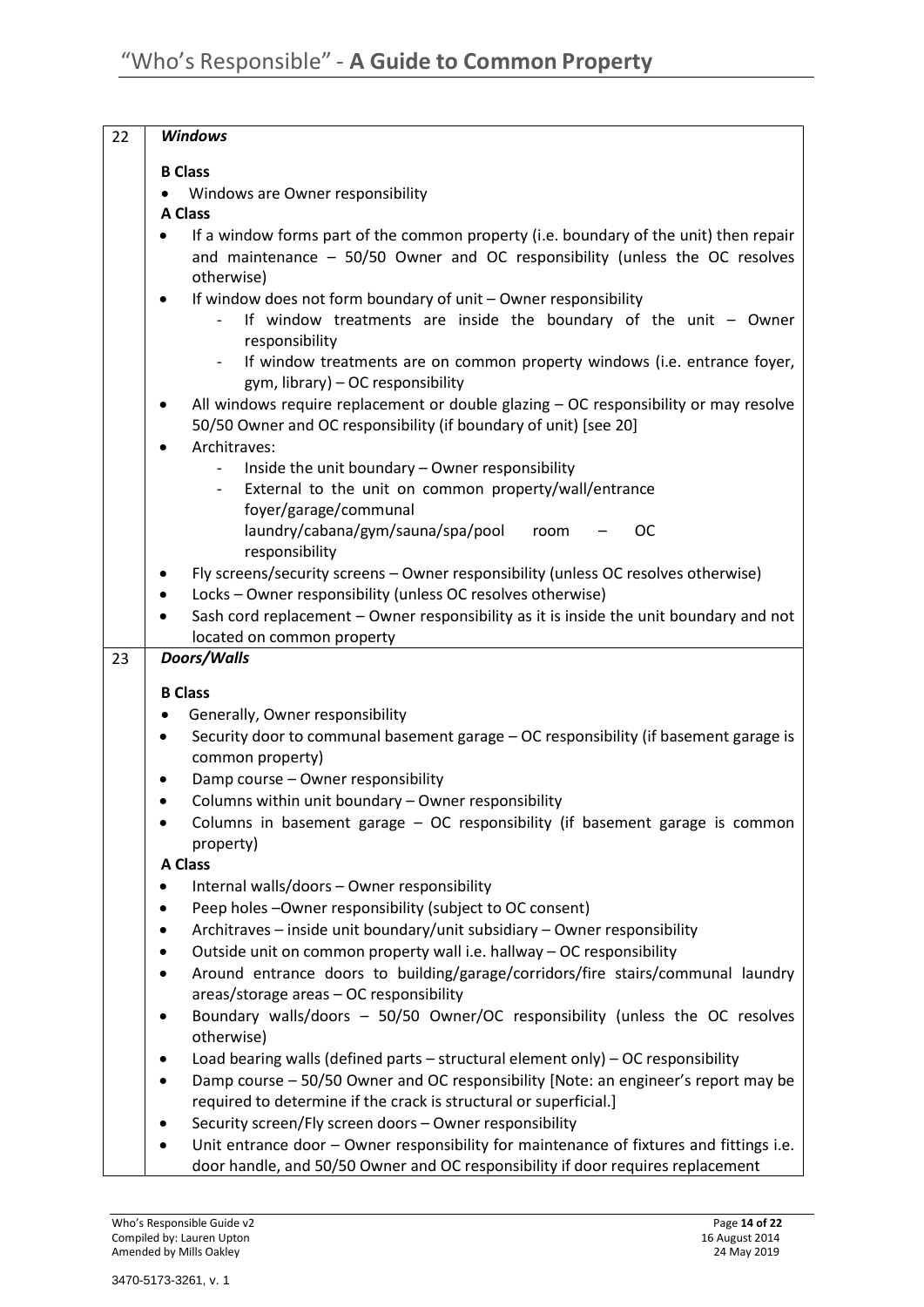| | |
|---|---|
| 22 | ***Windows***<br><br>**B Class**<br>• Windows are Owner responsibility<br>**A Class**<br>• If a window forms part of the common property (i.e. boundary of the unit) then repair and maintenance – 50/50 Owner and OC responsibility (unless the OC resolves otherwise)<br>• If window does not form boundary of unit – Owner responsibility<br>&nbsp;&nbsp;&nbsp;&nbsp;- If window treatments are inside the boundary of the unit – Owner responsibility<br>&nbsp;&nbsp;&nbsp;&nbsp;- If window treatments are on common property windows (i.e. entrance foyer, gym, library) – OC responsibility<br>• All windows require replacement or double glazing – OC responsibility or may resolve 50/50 Owner and OC responsibility (if boundary of unit) [see 20]<br>• Architraves:<br>&nbsp;&nbsp;&nbsp;&nbsp;- Inside the unit boundary – Owner responsibility<br>&nbsp;&nbsp;&nbsp;&nbsp;- External to the unit on common property/wall/entrance foyer/garage/communal laundry/cabana/gym/sauna/spa/pool room – OC responsibility<br>• Fly screens/security screens – Owner responsibility (unless OC resolves otherwise)<br>• Locks – Owner responsibility (unless OC resolves otherwise)<br>• Sash cord replacement – Owner responsibility as it is inside the unit boundary and not located on common property |
| 23 | ***Doors/Walls***<br><br>**B Class**<br>• Generally, Owner responsibility<br>• Security door to communal basement garage – OC responsibility (if basement garage is common property)<br>• Damp course – Owner responsibility<br>• Columns within unit boundary – Owner responsibility<br>• Columns in basement garage – OC responsibility (if basement garage is common property)<br>**A Class**<br>• Internal walls/doors – Owner responsibility<br>• Peep holes –Owner responsibility (subject to OC consent)<br>• Architraves – inside unit boundary/unit subsidiary – Owner responsibility<br>• Outside unit on common property wall i.e. hallway – OC responsibility<br>• Around entrance doors to building/garage/corridors/fire stairs/communal laundry areas/storage areas – OC responsibility<br>• Boundary walls/doors – 50/50 Owner/OC responsibility (unless the OC resolves otherwise)<br>• Load bearing walls (defined parts – structural element only) – OC responsibility<br>• Damp course – 50/50 Owner and OC responsibility [Note: an engineer's report may be required to determine if the crack is structural or superficial.]<br>• Security screen/Fly screen doors – Owner responsibility<br>• Unit entrance door – Owner responsibility for maintenance of fixtures and fittings i.e. door handle, and 50/50 Owner and OC responsibility if door requires replacement |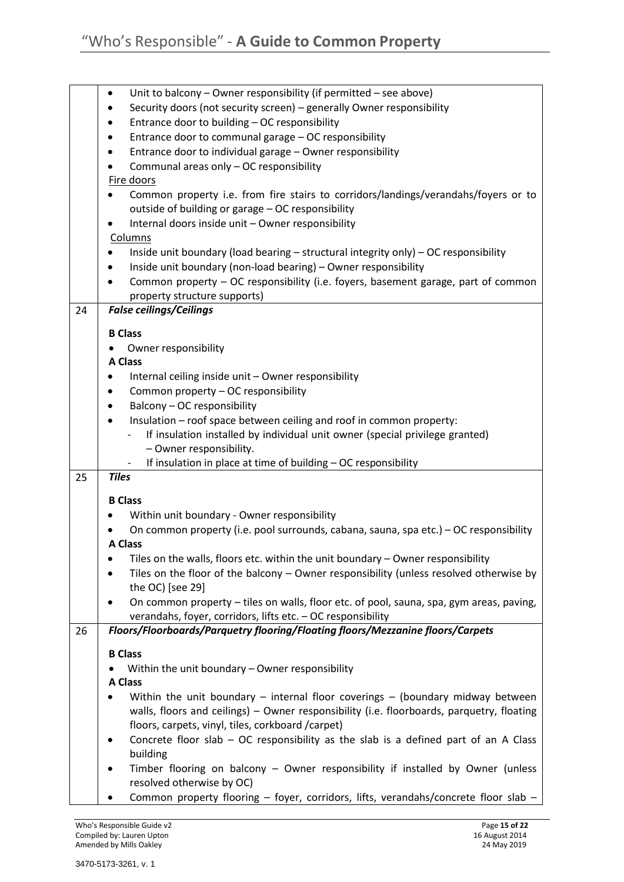|  |  |
|---|---|
|  | • Unit to balcony – Owner responsibility (if permitted – see above)<br>• Security doors (not security screen) – generally Owner responsibility<br>• Entrance door to building – OC responsibility<br>• Entrance door to communal garage – OC responsibility<br>• Entrance door to individual garage – Owner responsibility<br>• Communal areas only – OC responsibility<br>Fire doors<br>• Common property i.e. from fire stairs to corridors/landings/verandahs/foyers or to outside of building or garage – OC responsibility<br>• Internal doors inside unit – Owner responsibility<br>Columns<br>• Inside unit boundary (load bearing – structural integrity only) – OC responsibility<br>• Inside unit boundary (non-load bearing) – Owner responsibility<br>• Common property – OC responsibility (i.e. foyers, basement garage, part of common property structure supports) |
| 24 | ***False ceilings/Ceilings***<br><br>**B Class**<br>• Owner responsibility<br>**A Class**<br>• Internal ceiling inside unit – Owner responsibility<br>• Common property – OC responsibility<br>• Balcony – OC responsibility<br>• Insulation – roof space between ceiling and roof in common property:<br>&nbsp;&nbsp;- If insulation installed by individual unit owner (special privilege granted) – Owner responsibility.<br>&nbsp;&nbsp;- If insulation in place at time of building – OC responsibility |
| 25 | ***Tiles***<br><br>**B Class**<br>• Within unit boundary - Owner responsibility<br>• On common property (i.e. pool surrounds, cabana, sauna, spa etc.) – OC responsibility<br>**A Class**<br>• Tiles on the walls, floors etc. within the unit boundary – Owner responsibility<br>• Tiles on the floor of the balcony – Owner responsibility (unless resolved otherwise by the OC) [see 29]<br>• On common property – tiles on walls, floor etc. of pool, sauna, spa, gym areas, paving, verandahs, foyer, corridors, lifts etc. – OC responsibility |
| 26 | ***Floors/Floorboards/Parquetry flooring/Floating floors/Mezzanine floors/Carpets***<br><br>**B Class**<br>• Within the unit boundary – Owner responsibility<br>**A Class**<br>• Within the unit boundary – internal floor coverings – (boundary midway between walls, floors and ceilings) – Owner responsibility (i.e. floorboards, parquetry, floating floors, carpets, vinyl, tiles, corkboard /carpet)<br>• Concrete floor slab – OC responsibility as the slab is a defined part of an A Class building<br>• Timber flooring on balcony – Owner responsibility if installed by Owner (unless resolved otherwise by OC)<br>• Common property flooring – foyer, corridors, lifts, verandahs/concrete floor slab – |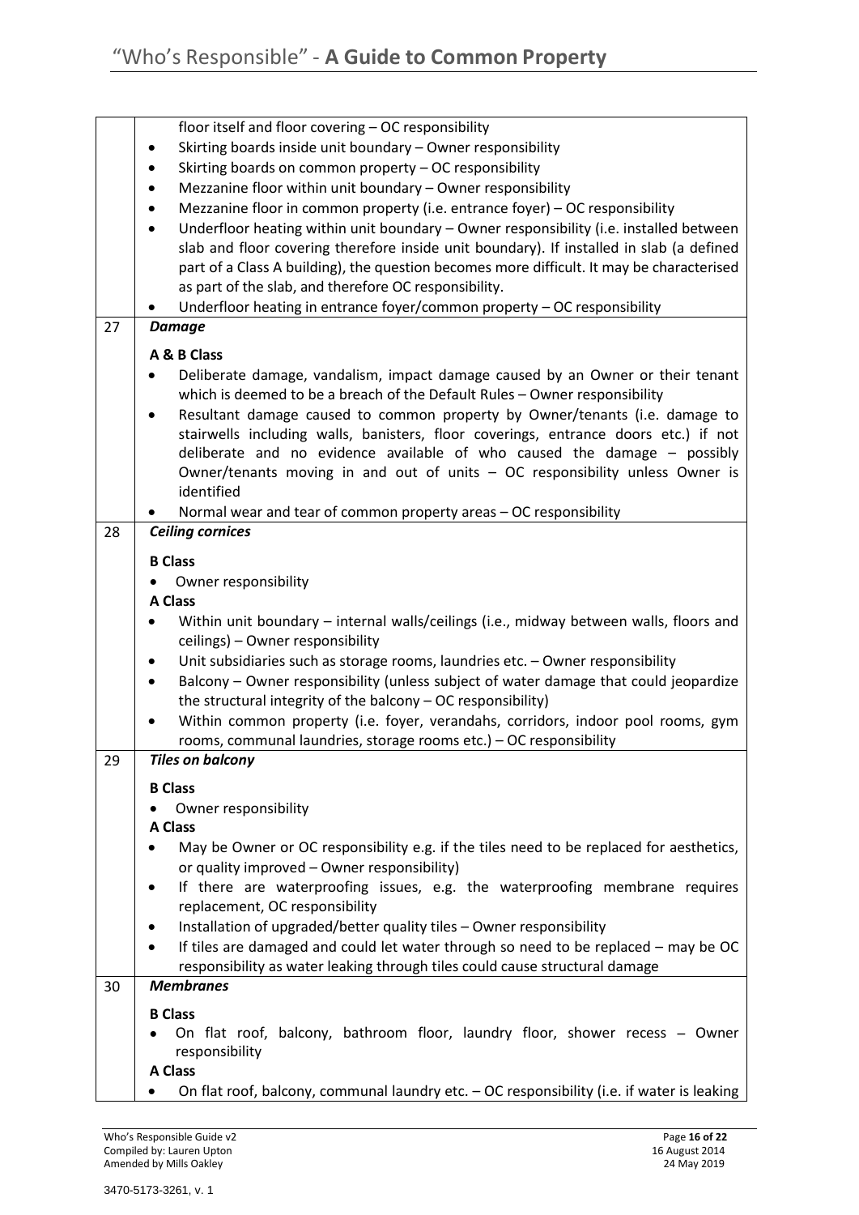| | |
|---|---|
| | floor itself and floor covering – OC responsibility<br>• Skirting boards inside unit boundary – Owner responsibility<br>• Skirting boards on common property – OC responsibility<br>• Mezzanine floor within unit boundary – Owner responsibility<br>• Mezzanine floor in common property (i.e. entrance foyer) – OC responsibility<br>• Underfloor heating within unit boundary – Owner responsibility (i.e. installed between slab and floor covering therefore inside unit boundary). If installed in slab (a defined part of a Class A building), the question becomes more difficult. It may be characterised as part of the slab, and therefore OC responsibility.<br>• Underfloor heating in entrance foyer/common property – OC responsibility |
| 27 | ***Damage***<br><br>**A & B Class**<br>• Deliberate damage, vandalism, impact damage caused by an Owner or their tenant which is deemed to be a breach of the Default Rules – Owner responsibility<br>• Resultant damage caused to common property by Owner/tenants (i.e. damage to stairwells including walls, banisters, floor coverings, entrance doors etc.) if not deliberate and no evidence available of who caused the damage – possibly Owner/tenants moving in and out of units – OC responsibility unless Owner is identified<br>• Normal wear and tear of common property areas – OC responsibility |
| 28 | ***Ceiling cornices***<br><br>**B Class**<br>• Owner responsibility<br>**A Class**<br>• Within unit boundary – internal walls/ceilings (i.e., midway between walls, floors and ceilings) – Owner responsibility<br>• Unit subsidiaries such as storage rooms, laundries etc. – Owner responsibility<br>• Balcony – Owner responsibility (unless subject of water damage that could jeopardize the structural integrity of the balcony – OC responsibility)<br>• Within common property (i.e. foyer, verandahs, corridors, indoor pool rooms, gym rooms, communal laundries, storage rooms etc.) – OC responsibility |
| 29 | ***Tiles on balcony***<br><br>**B Class**<br>• Owner responsibility<br>**A Class**<br>• May be Owner or OC responsibility e.g. if the tiles need to be replaced for aesthetics, or quality improved – Owner responsibility)<br>• If there are waterproofing issues, e.g. the waterproofing membrane requires replacement, OC responsibility<br>• Installation of upgraded/better quality tiles – Owner responsibility<br>• If tiles are damaged and could let water through so need to be replaced – may be OC responsibility as water leaking through tiles could cause structural damage |
| 30 | ***Membranes***<br><br>**B Class**<br>• On flat roof, balcony, bathroom floor, laundry floor, shower recess – Owner responsibility<br>**A Class**<br>• On flat roof, balcony, communal laundry etc. – OC responsibility (i.e. if water is leaking |

Who's Responsible Guide v2
Compiled by: Lauren Upton 16 August 2014
Amended by Mills Oakley 24 May 2019

3470-5173-3261, v. 1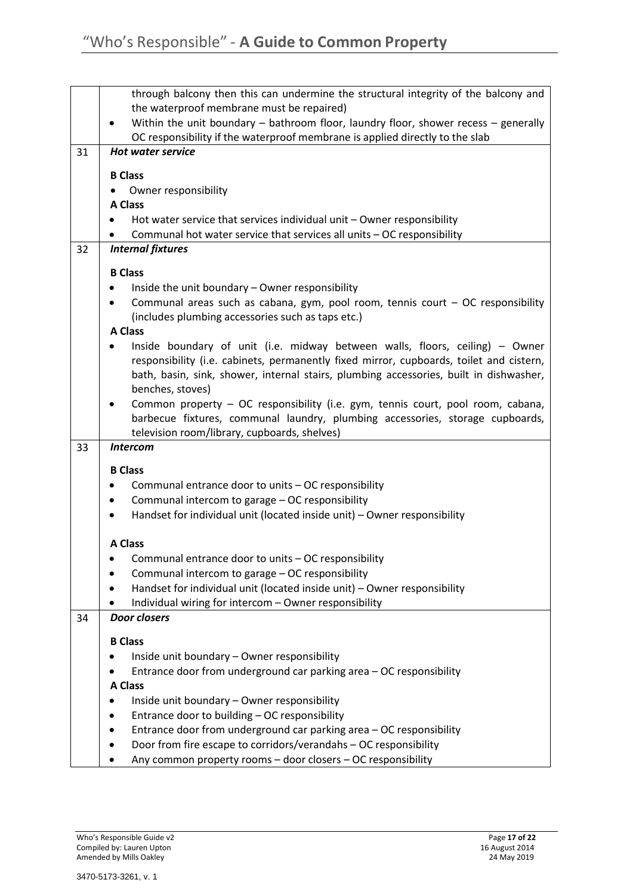| | |
|---|---|
| | through balcony then this can undermine the structural integrity of the balcony and the waterproof membrane must be repaired)<br>• Within the unit boundary – bathroom floor, laundry floor, shower recess – generally OC responsibility if the waterproof membrane is applied directly to the slab |
| 31 | ***Hot water service***<br><br>**B Class**<br>• Owner responsibility<br>**A Class**<br>• Hot water service that services individual unit – Owner responsibility<br>• Communal hot water service that services all units – OC responsibility |
| 32 | ***Internal fixtures***<br><br>**B Class**<br>• Inside the unit boundary – Owner responsibility<br>• Communal areas such as cabana, gym, pool room, tennis court – OC responsibility (includes plumbing accessories such as taps etc.)<br>**A Class**<br>• Inside boundary of unit (i.e. midway between walls, floors, ceiling) – Owner responsibility (i.e. cabinets, permanently fixed mirror, cupboards, toilet and cistern, bath, basin, sink, shower, internal stairs, plumbing accessories, built in dishwasher, benches, stoves)<br>• Common property – OC responsibility (i.e. gym, tennis court, pool room, cabana, barbecue fixtures, communal laundry, plumbing accessories, storage cupboards, television room/library, cupboards, shelves) |
| 33 | ***Intercom***<br><br>**B Class**<br>• Communal entrance door to units – OC responsibility<br>• Communal intercom to garage – OC responsibility<br>• Handset for individual unit (located inside unit) – Owner responsibility<br><br>**A Class**<br>• Communal entrance door to units – OC responsibility<br>• Communal intercom to garage – OC responsibility<br>• Handset for individual unit (located inside unit) – Owner responsibility<br>• Individual wiring for intercom – Owner responsibility |
| 34 | ***Door closers***<br><br>**B Class**<br>• Inside unit boundary – Owner responsibility<br>• Entrance door from underground car parking area – OC responsibility<br>**A Class**<br>• Inside unit boundary – Owner responsibility<br>• Entrance door to building – OC responsibility<br>• Entrance door from underground car parking area – OC responsibility<br>• Door from fire escape to corridors/verandahs – OC responsibility<br>• Any common property rooms – door closers – OC responsibility |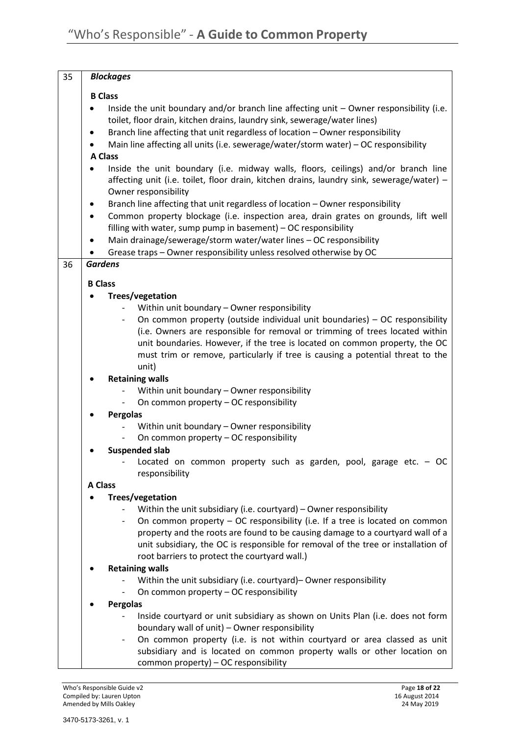| | |
|---|---|
| 35 | ***Blockages***<br><br>**B Class**<br>• Inside the unit boundary and/or branch line affecting unit – Owner responsibility (i.e. toilet, floor drain, kitchen drains, laundry sink, sewerage/water lines)<br>• Branch line affecting that unit regardless of location – Owner responsibility<br>• Main line affecting all units (i.e. sewerage/water/storm water) – OC responsibility<br>**A Class**<br>• Inside the unit boundary (i.e. midway walls, floors, ceilings) and/or branch line affecting unit (i.e. toilet, floor drain, kitchen drains, laundry sink, sewerage/water) – Owner responsibility<br>• Branch line affecting that unit regardless of location – Owner responsibility<br>• Common property blockage (i.e. inspection area, drain grates on grounds, lift well filling with water, sump pump in basement) – OC responsibility<br>• Main drainage/sewerage/storm water/water lines – OC responsibility<br>• Grease traps – Owner responsibility unless resolved otherwise by OC |
| 36 | ***Gardens***<br><br>**B Class**<br>• **Trees/vegetation**<br>&nbsp;&nbsp;- Within unit boundary – Owner responsibility<br>&nbsp;&nbsp;- On common property (outside individual unit boundaries) – OC responsibility (i.e. Owners are responsible for removal or trimming of trees located within unit boundaries. However, if the tree is located on common property, the OC must trim or remove, particularly if tree is causing a potential threat to the unit)<br>• **Retaining walls**<br>&nbsp;&nbsp;- Within unit boundary – Owner responsibility<br>&nbsp;&nbsp;- On common property – OC responsibility<br>• **Pergolas**<br>&nbsp;&nbsp;- Within unit boundary – Owner responsibility<br>&nbsp;&nbsp;- On common property – OC responsibility<br>• **Suspended slab**<br>&nbsp;&nbsp;- Located on common property such as garden, pool, garage etc. – OC responsibility<br>**A Class**<br>• **Trees/vegetation**<br>&nbsp;&nbsp;- Within the unit subsidiary (i.e. courtyard) – Owner responsibility<br>&nbsp;&nbsp;- On common property – OC responsibility (i.e. If a tree is located on common property and the roots are found to be causing damage to a courtyard wall of a unit subsidiary, the OC is responsible for removal of the tree or installation of root barriers to protect the courtyard wall.)<br>• **Retaining walls**<br>&nbsp;&nbsp;- Within the unit subsidiary (i.e. courtyard)– Owner responsibility<br>&nbsp;&nbsp;- On common property – OC responsibility<br>• **Pergolas**<br>&nbsp;&nbsp;- Inside courtyard or unit subsidiary as shown on Units Plan (i.e. does not form boundary wall of unit) – Owner responsibility<br>&nbsp;&nbsp;- On common property (i.e. is not within courtyard or area classed as unit subsidiary and is located on common property walls or other location on common property) – OC responsibility |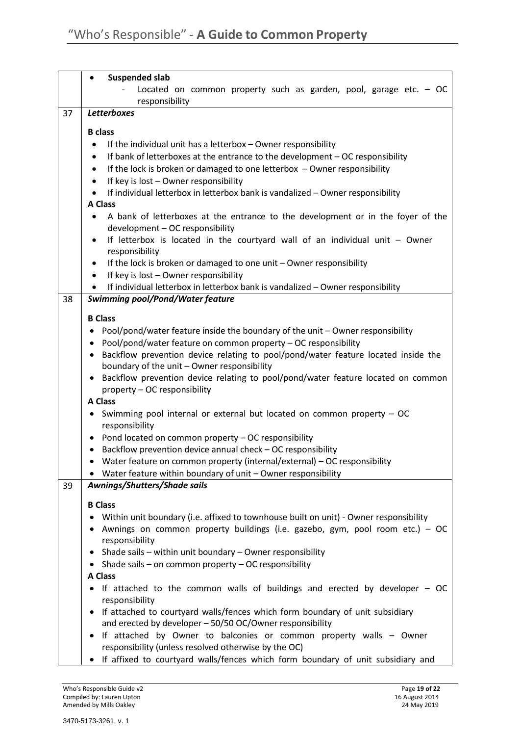| | |
|---|---|
| | • **Suspended slab**<br>- Located on common property such as garden, pool, garage etc. – OC responsibility |
| 37 | ***Letterboxes***<br><br>**B class**<br>• If the individual unit has a letterbox – Owner responsibility<br>• If bank of letterboxes at the entrance to the development – OC responsibility<br>• If the lock is broken or damaged to one letterbox – Owner responsibility<br>• If key is lost – Owner responsibility<br>• If individual letterbox in letterbox bank is vandalized – Owner responsibility<br>**A Class**<br>• A bank of letterboxes at the entrance to the development or in the foyer of the development – OC responsibility<br>• If letterbox is located in the courtyard wall of an individual unit – Owner responsibility<br>• If the lock is broken or damaged to one unit – Owner responsibility<br>• If key is lost – Owner responsibility<br>• If individual letterbox in letterbox bank is vandalized – Owner responsibility |
| 38 | ***Swimming pool/Pond/Water feature***<br><br>**B Class**<br>• Pool/pond/water feature inside the boundary of the unit – Owner responsibility<br>• Pool/pond/water feature on common property – OC responsibility<br>• Backflow prevention device relating to pool/pond/water feature located inside the boundary of the unit – Owner responsibility<br>• Backflow prevention device relating to pool/pond/water feature located on common property – OC responsibility<br>**A Class**<br>• Swimming pool internal or external but located on common property – OC responsibility<br>• Pond located on common property – OC responsibility<br>• Backflow prevention device annual check – OC responsibility<br>• Water feature on common property (internal/external) – OC responsibility<br>• Water feature within boundary of unit – Owner responsibility |
| 39 | ***Awnings/Shutters/Shade sails***<br><br>**B Class**<br>• Within unit boundary (i.e. affixed to townhouse built on unit) - Owner responsibility<br>• Awnings on common property buildings (i.e. gazebo, gym, pool room etc.) – OC responsibility<br>• Shade sails – within unit boundary – Owner responsibility<br>• Shade sails – on common property – OC responsibility<br>**A Class**<br>• If attached to the common walls of buildings and erected by developer – OC responsibility<br>• If attached to courtyard walls/fences which form boundary of unit subsidiary and erected by developer – 50/50 OC/Owner responsibility<br>• If attached by Owner to balconies or common property walls – Owner responsibility (unless resolved otherwise by the OC)<br>• If affixed to courtyard walls/fences which form boundary of unit subsidiary and |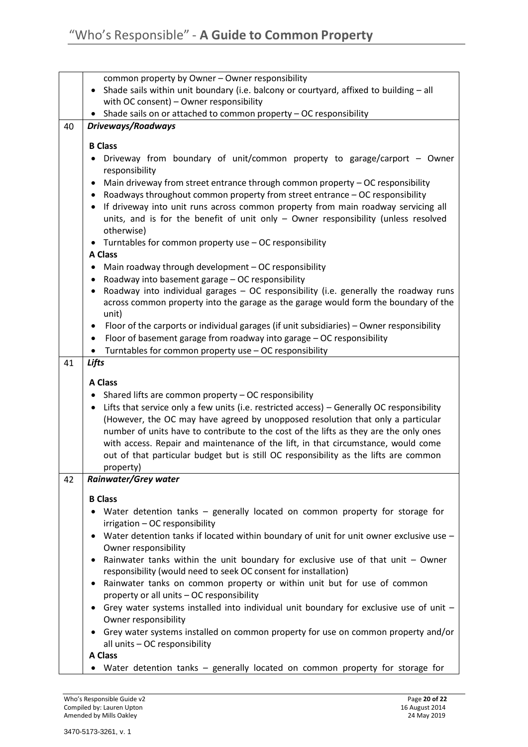| | |
|---|---|
| | common property by Owner – Owner responsibility<br>• Shade sails within unit boundary (i.e. balcony or courtyard, affixed to building – all with OC consent) – Owner responsibility<br>• Shade sails on or attached to common property – OC responsibility |
| 40 | ***Driveways/Roadways***<br><br>**B Class**<br>• Driveway from boundary of unit/common property to garage/carport – Owner responsibility<br>• Main driveway from street entrance through common property – OC responsibility<br>• Roadways throughout common property from street entrance – OC responsibility<br>• If driveway into unit runs across common property from main roadway servicing all units, and is for the benefit of unit only – Owner responsibility (unless resolved otherwise)<br>• Turntables for common property use – OC responsibility<br>**A Class**<br>• Main roadway through development – OC responsibility<br>• Roadway into basement garage – OC responsibility<br>• Roadway into individual garages – OC responsibility (i.e. generally the roadway runs across common property into the garage as the garage would form the boundary of the unit)<br>• Floor of the carports or individual garages (if unit subsidiaries) – Owner responsibility<br>• Floor of basement garage from roadway into garage – OC responsibility<br>• Turntables for common property use – OC responsibility |
| 41 | ***Lifts***<br><br>**A Class**<br>• Shared lifts are common property – OC responsibility<br>• Lifts that service only a few units (i.e. restricted access) – Generally OC responsibility (However, the OC may have agreed by unopposed resolution that only a particular number of units have to contribute to the cost of the lifts as they are the only ones with access. Repair and maintenance of the lift, in that circumstance, would come out of that particular budget but is still OC responsibility as the lifts are common property) |
| 42 | ***Rainwater/Grey water***<br><br>**B Class**<br>• Water detention tanks – generally located on common property for storage for irrigation – OC responsibility<br>• Water detention tanks if located within boundary of unit for unit owner exclusive use – Owner responsibility<br>• Rainwater tanks within the unit boundary for exclusive use of that unit – Owner responsibility (would need to seek OC consent for installation)<br>• Rainwater tanks on common property or within unit but for use of common property or all units – OC responsibility<br>• Grey water systems installed into individual unit boundary for exclusive use of unit – Owner responsibility<br>• Grey water systems installed on common property for use on common property and/or all units – OC responsibility<br>**A Class**<br>• Water detention tanks – generally located on common property for storage for |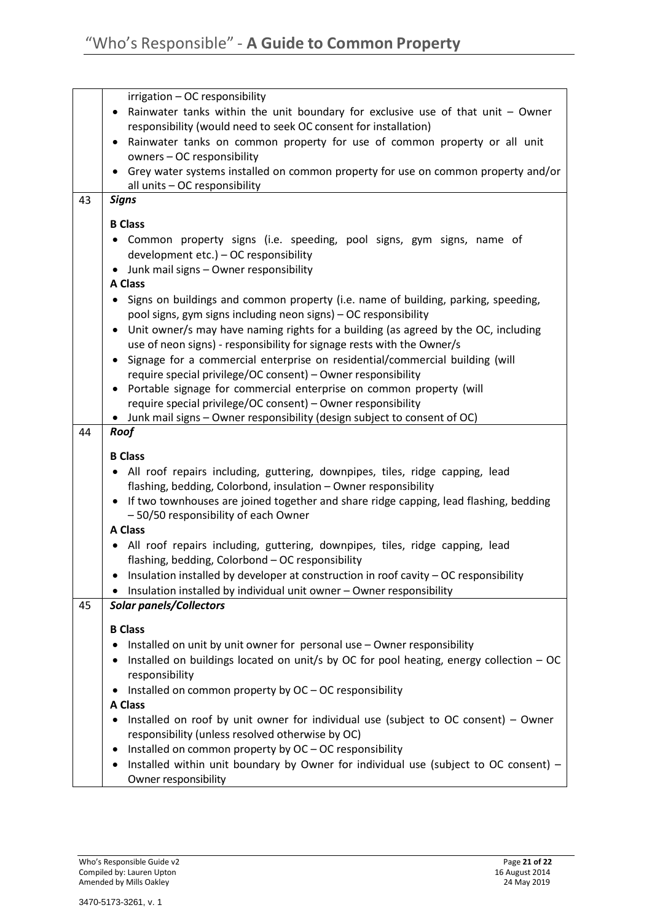| | |
|---|---|
| | irrigation – OC responsibility<br>• Rainwater tanks within the unit boundary for exclusive use of that unit – Owner responsibility (would need to seek OC consent for installation)<br>• Rainwater tanks on common property for use of common property or all unit owners – OC responsibility<br>• Grey water systems installed on common property for use on common property and/or all units – OC responsibility |
| 43 | ***Signs***<br><br>**B Class**<br>• Common property signs (i.e. speeding, pool signs, gym signs, name of development etc.) – OC responsibility<br>• Junk mail signs – Owner responsibility<br>**A Class**<br>• Signs on buildings and common property (i.e. name of building, parking, speeding, pool signs, gym signs including neon signs) – OC responsibility<br>• Unit owner/s may have naming rights for a building (as agreed by the OC, including use of neon signs) - responsibility for signage rests with the Owner/s<br>• Signage for a commercial enterprise on residential/commercial building (will require special privilege/OC consent) – Owner responsibility<br>• Portable signage for commercial enterprise on common property (will require special privilege/OC consent) – Owner responsibility<br>• Junk mail signs – Owner responsibility (design subject to consent of OC) |
| 44 | ***Roof***<br><br>**B Class**<br>• All roof repairs including, guttering, downpipes, tiles, ridge capping, lead flashing, bedding, Colorbond, insulation – Owner responsibility<br>• If two townhouses are joined together and share ridge capping, lead flashing, bedding – 50/50 responsibility of each Owner<br>**A Class**<br>• All roof repairs including, guttering, downpipes, tiles, ridge capping, lead flashing, bedding, Colorbond – OC responsibility<br>• Insulation installed by developer at construction in roof cavity – OC responsibility<br>• Insulation installed by individual unit owner – Owner responsibility |
| 45 | ***Solar panels/Collectors***<br><br>**B Class**<br>• Installed on unit by unit owner for personal use – Owner responsibility<br>• Installed on buildings located on unit/s by OC for pool heating, energy collection – OC responsibility<br>• Installed on common property by OC – OC responsibility<br>**A Class**<br>• Installed on roof by unit owner for individual use (subject to OC consent) – Owner responsibility (unless resolved otherwise by OC)<br>• Installed on common property by OC – OC responsibility<br>• Installed within unit boundary by Owner for individual use (subject to OC consent) – Owner responsibility |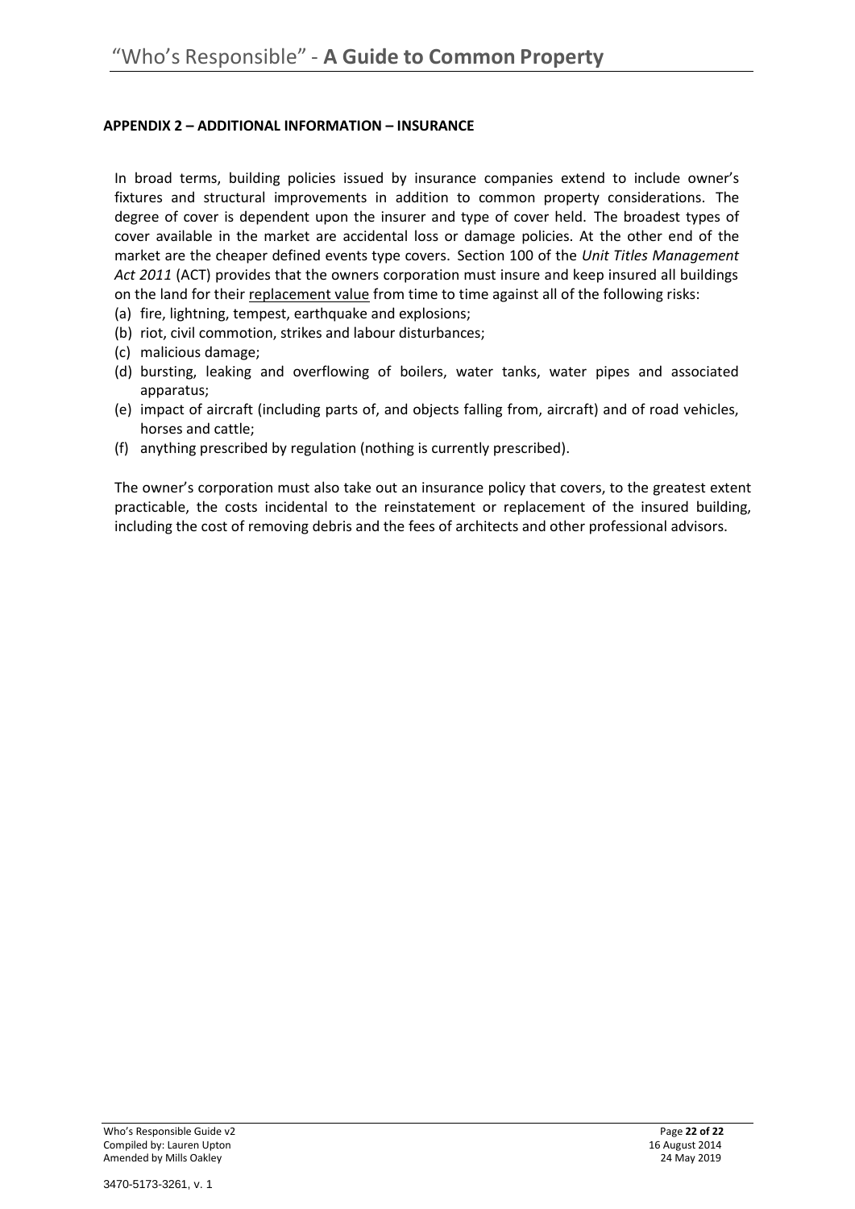**APPENDIX 2 – ADDITIONAL INFORMATION – INSURANCE**

In broad terms, building policies issued by insurance companies extend to include owner's fixtures and structural improvements in addition to common property considerations. The degree of cover is dependent upon the insurer and type of cover held. The broadest types of cover available in the market are accidental loss or damage policies. At the other end of the market are the cheaper defined events type covers. Section 100 of the *Unit Titles Management Act 2011* (ACT) provides that the owners corporation must insure and keep insured all buildings on the land for their <u>replacement value</u> from time to time against all of the following risks:

(a) fire, lightning, tempest, earthquake and explosions;
(b) riot, civil commotion, strikes and labour disturbances;
(c) malicious damage;
(d) bursting, leaking and overflowing of boilers, water tanks, water pipes and associated apparatus;
(e) impact of aircraft (including parts of, and objects falling from, aircraft) and of road vehicles, horses and cattle;
(f) anything prescribed by regulation (nothing is currently prescribed).

The owner's corporation must also take out an insurance policy that covers, to the greatest extent practicable, the costs incidental to the reinstatement or replacement of the insured building, including the cost of removing debris and the fees of architects and other professional advisors.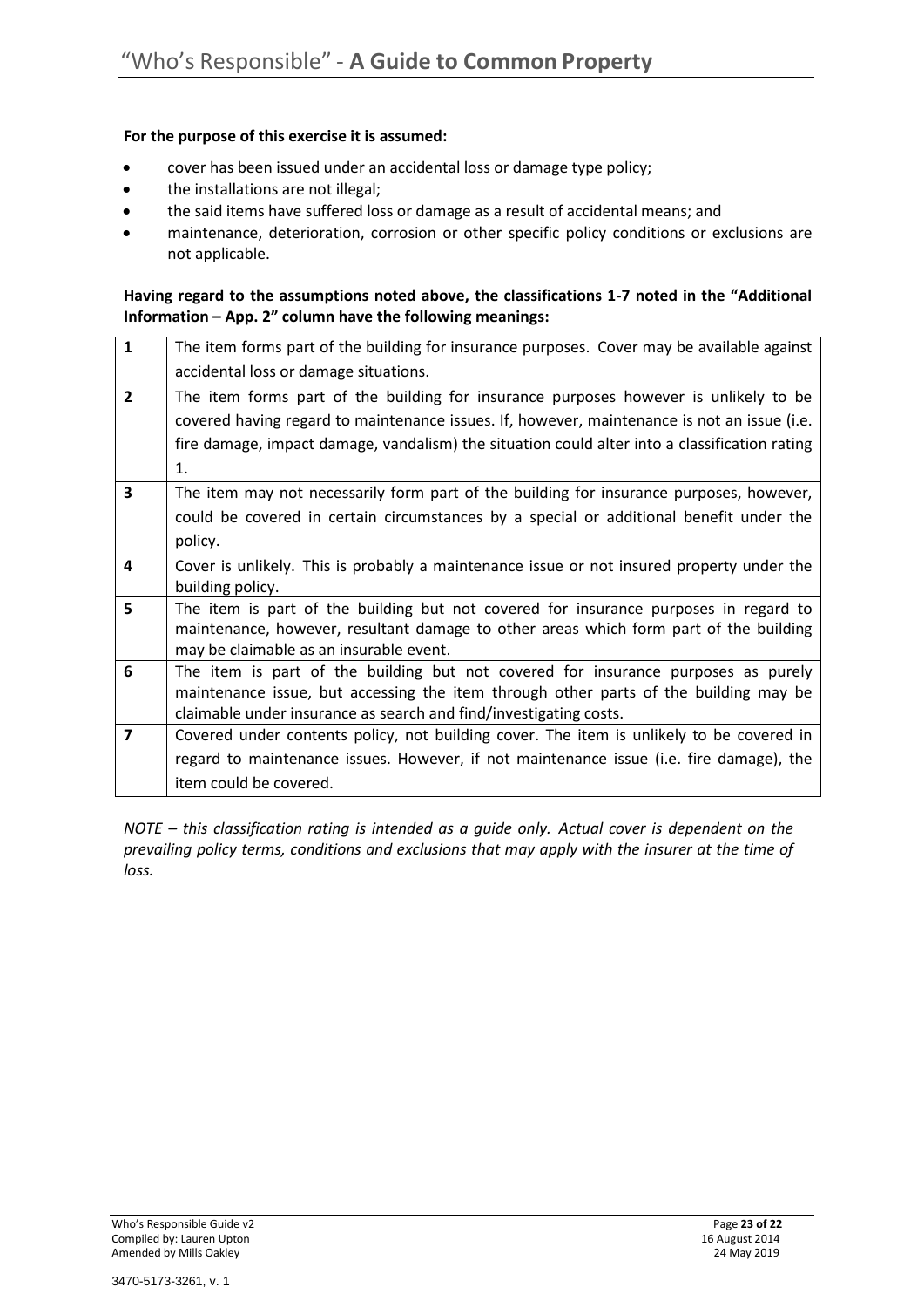**For the purpose of this exercise it is assumed:**

- cover has been issued under an accidental loss or damage type policy;
- the installations are not illegal;
- the said items have suffered loss or damage as a result of accidental means; and
- maintenance, deterioration, corrosion or other specific policy conditions or exclusions are not applicable.

**Having regard to the assumptions noted above, the classifications 1-7 noted in the "Additional Information – App. 2" column have the following meanings:**

| | |
|---|---|
| **1** | The item forms part of the building for insurance purposes. Cover may be available against accidental loss or damage situations. |
| **2** | The item forms part of the building for insurance purposes however is unlikely to be covered having regard to maintenance issues. If, however, maintenance is not an issue (i.e. fire damage, impact damage, vandalism) the situation could alter into a classification rating 1. |
| **3** | The item may not necessarily form part of the building for insurance purposes, however, could be covered in certain circumstances by a special or additional benefit under the policy. |
| **4** | Cover is unlikely. This is probably a maintenance issue or not insured property under the building policy. |
| **5** | The item is part of the building but not covered for insurance purposes in regard to maintenance, however, resultant damage to other areas which form part of the building may be claimable as an insurable event. |
| **6** | The item is part of the building but not covered for insurance purposes as purely maintenance issue, but accessing the item through other parts of the building may be claimable under insurance as search and find/investigating costs. |
| **7** | Covered under contents policy, not building cover. The item is unlikely to be covered in regard to maintenance issues. However, if not maintenance issue (i.e. fire damage), the item could be covered. |

*NOTE – this classification rating is intended as a guide only. Actual cover is dependent on the prevailing policy terms, conditions and exclusions that may apply with the insurer at the time of loss.*